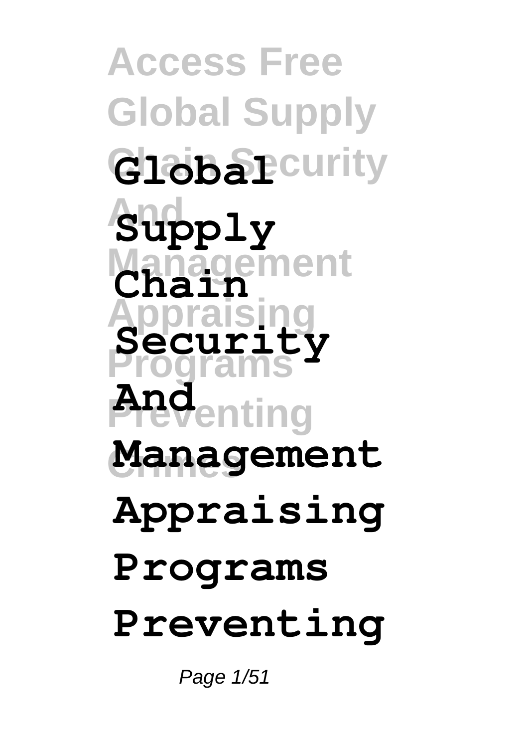# Global Supply Chain Security And Management Appraising Programs Preventing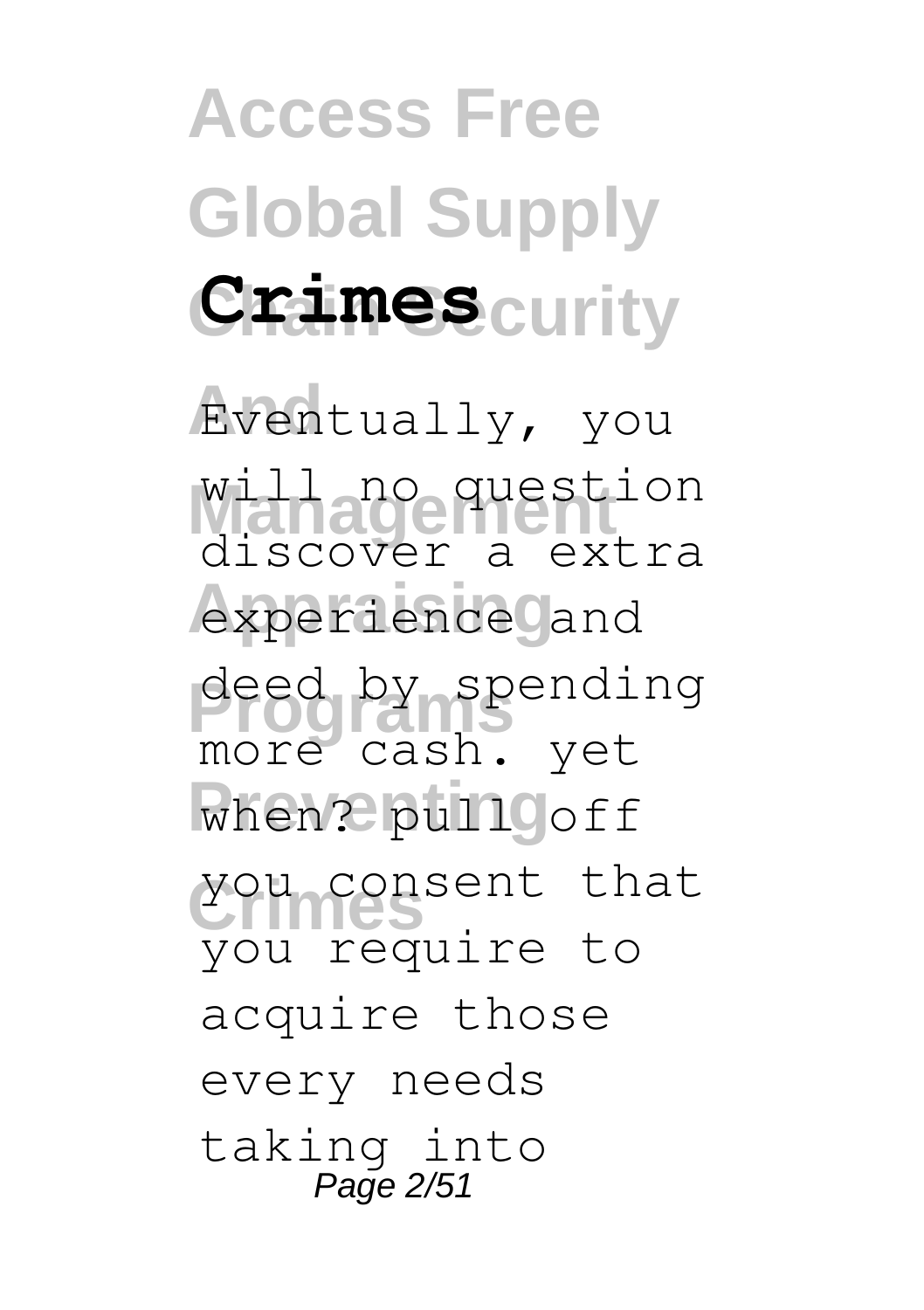# Access Free Global Supply Chain Security And Management Appraising Programs Preventing Crimes

Eventually, you will no question discover a extra experience and deed by spending more cash. yet when? pull off you consent that you require to acquire those every needs taking into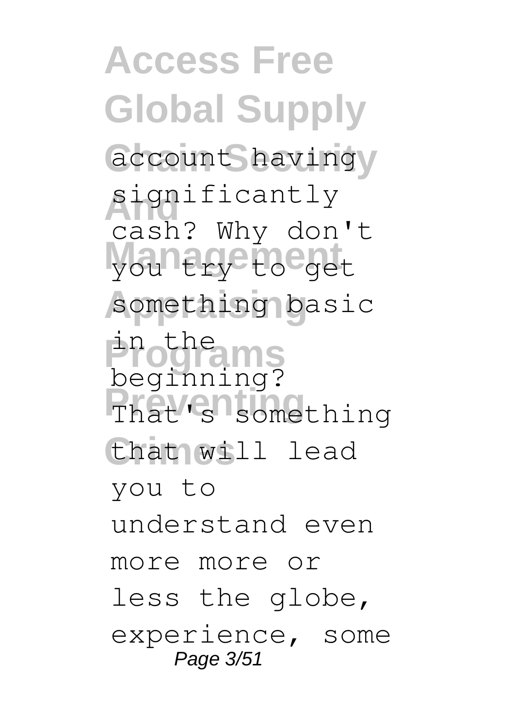account having significantly cash? Why don't you try to get something basic in the beginning? That's something that will lead you to understand even more more or less the globe, experience, some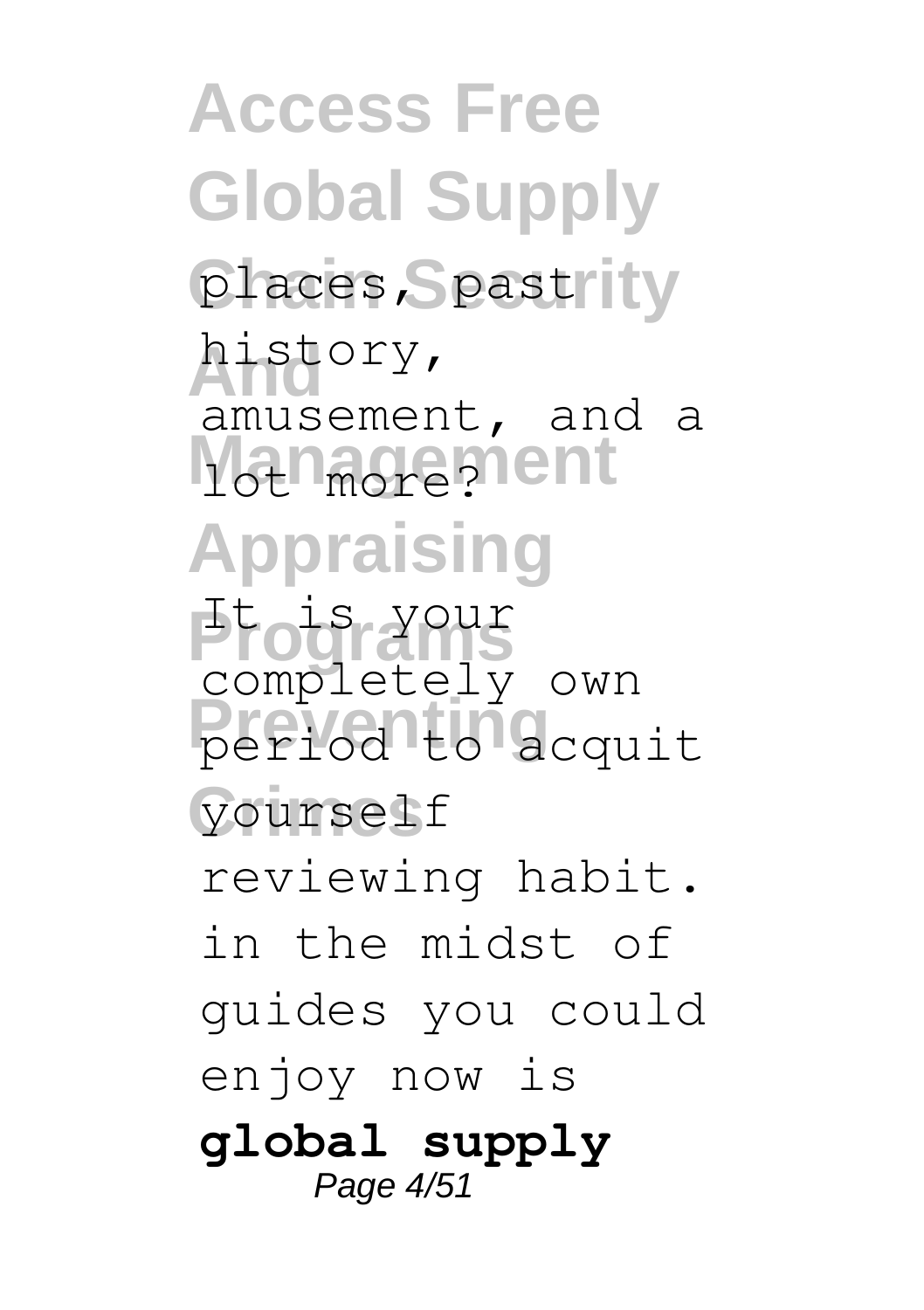places, past history, amusement, and a lot more?

It is your completely own period to acquit yourself reviewing habit. in the midst of guides you could enjoy now is **global supply**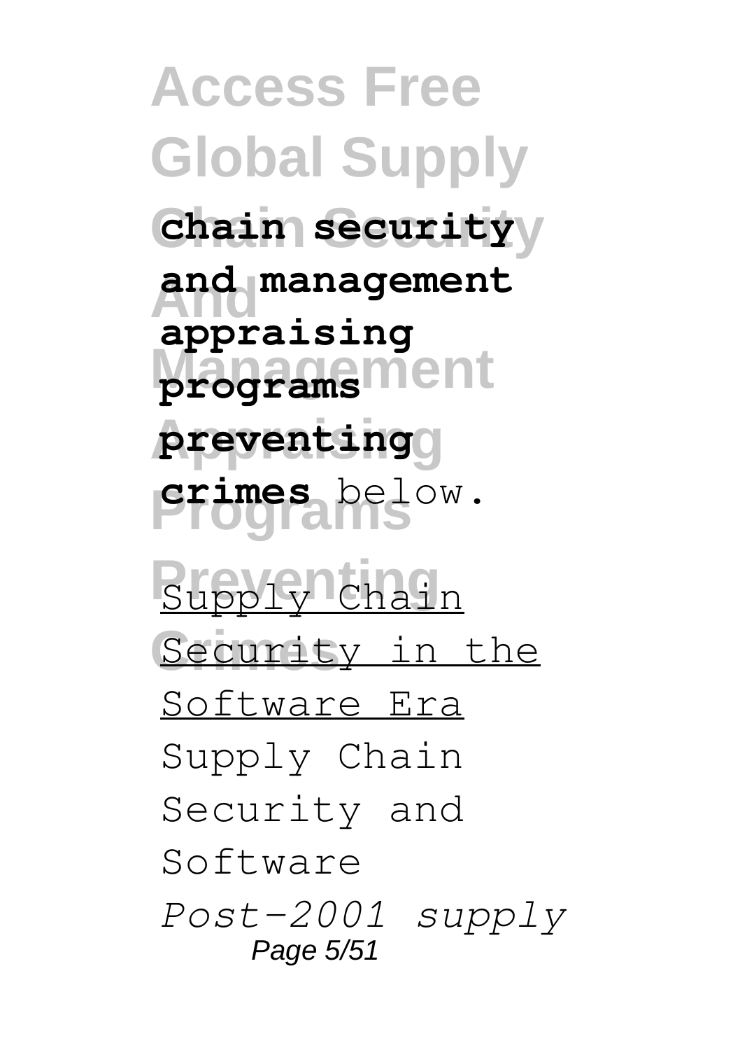**chain security and management appraising programs preventing crimes** below.

Supply Chain Security in the Software Era

Supply Chain Security and Software

*Post-2001 supply*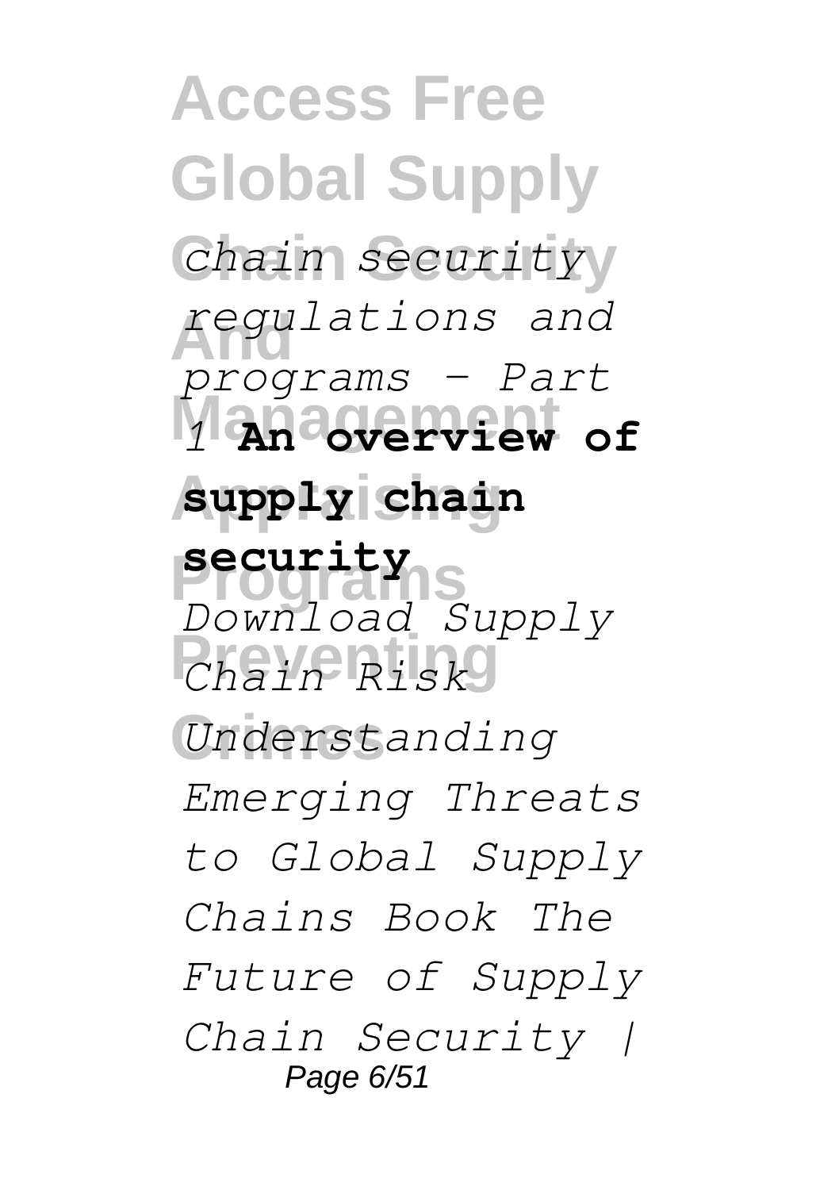*chain security regulations and programs - Part 1* **An overview of supply chain security** *Download Supply Chain Risk Understanding Emerging Threats to Global Supply Chains Book The Future of Supply Chain Security |*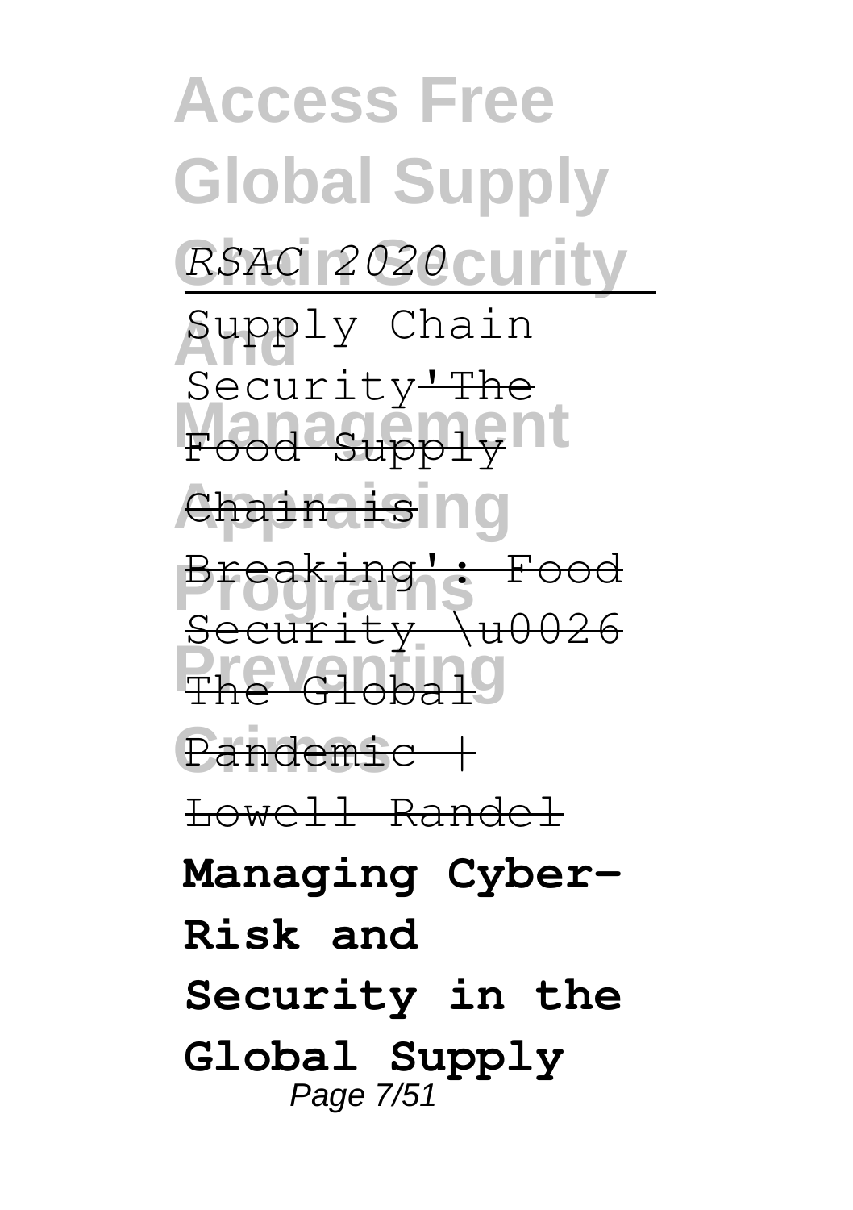*RSAC 2020*

Supply Chain Security ~~'The Food Supply Chain is Breaking': Food Security \u0026 The Global Pandemic | Lowell Randel~~

**Managing Cyber-Risk and Security in the Global Supply**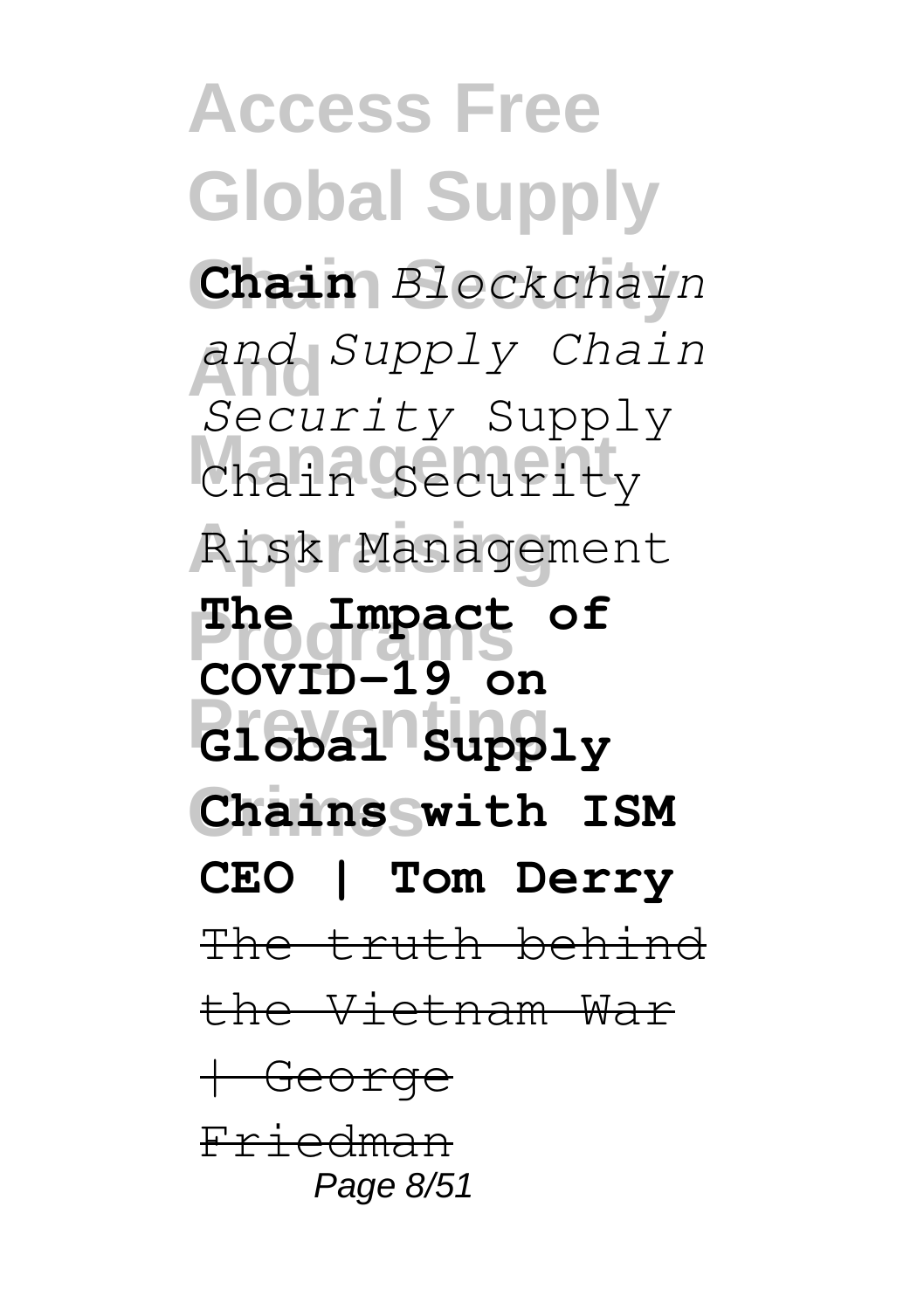**Chain** *Blockchain and Supply Chain Security* Supply Chain Security Risk Management **The Impact of COVID-19 on Global Supply Chains with ISM CEO | Tom Derry** ~~The truth behind the Vietnam War | George Friedman~~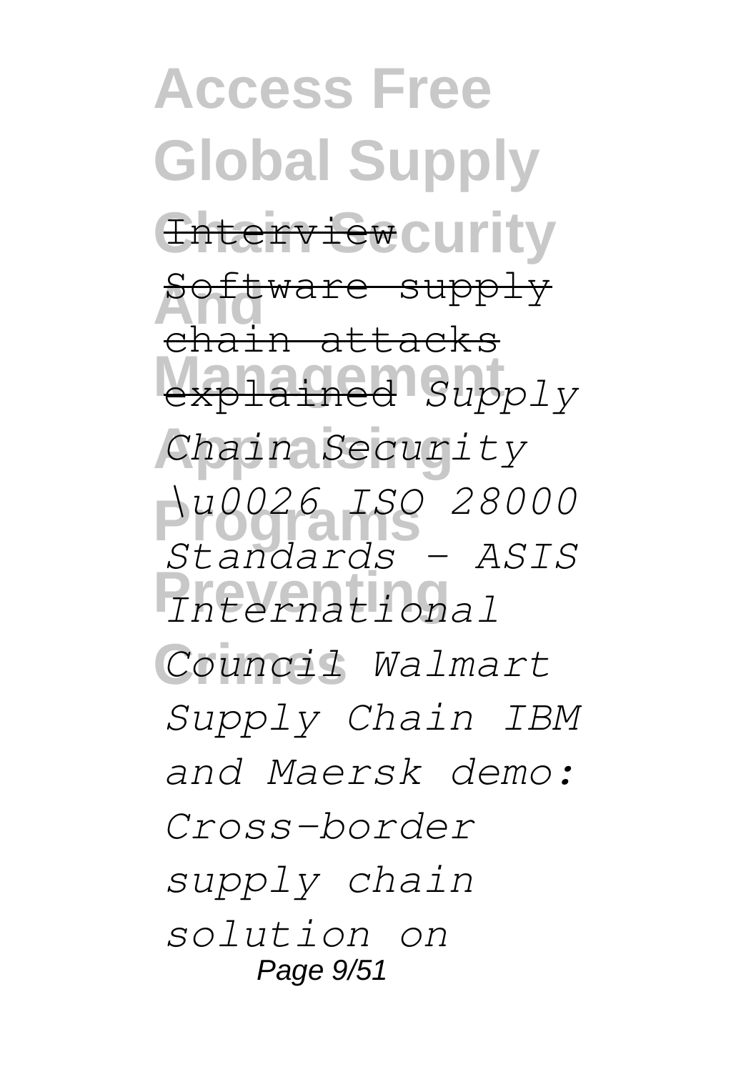Interview

Software supply chain attacks explained *Supply Chain Security \u0026 ISO 28000 Standards - ASIS International Council Walmart Supply Chain IBM and Maersk demo: Cross-border supply chain solution on*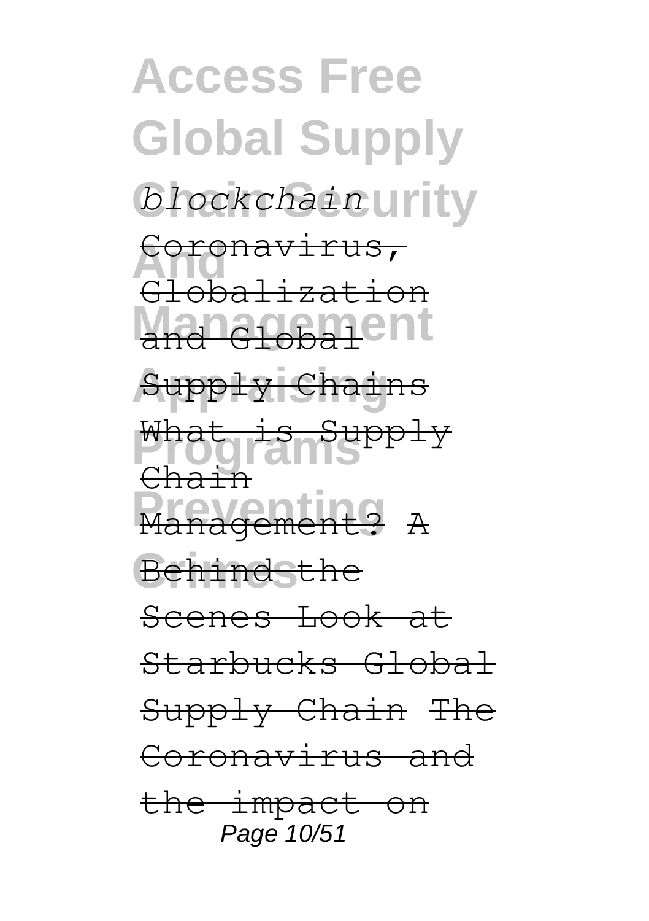*blockchain*

Coronavirus, Globalization and Global Supply Chains

What is Supply Chain Management? A Behind the Scenes Look at Starbucks Global Supply Chain The Coronavirus and the impact on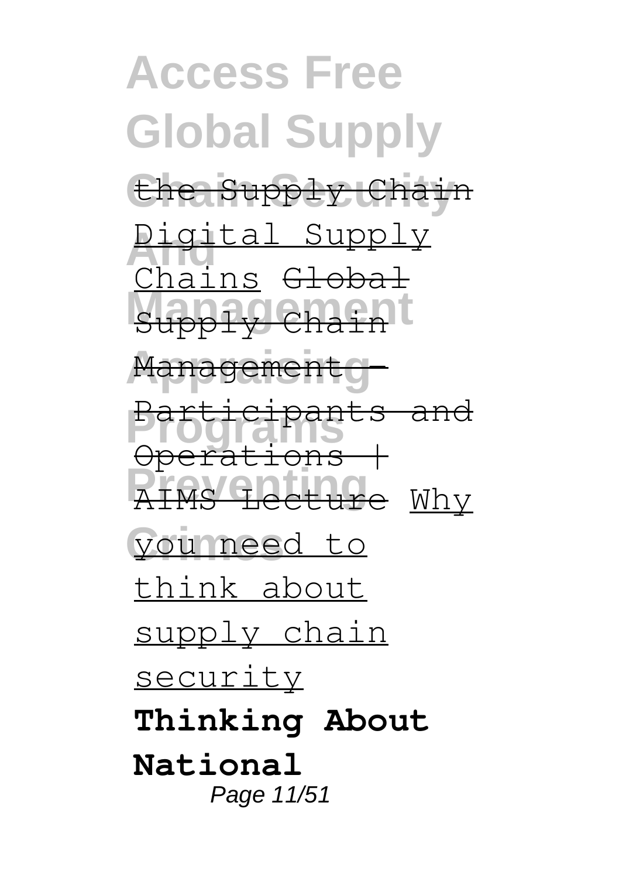the Supply Chain Digital Supply Chains Global Supply Chain Management - Participants and Operations | AIMS Lecture Why you need to think about supply chain security **Thinking About National**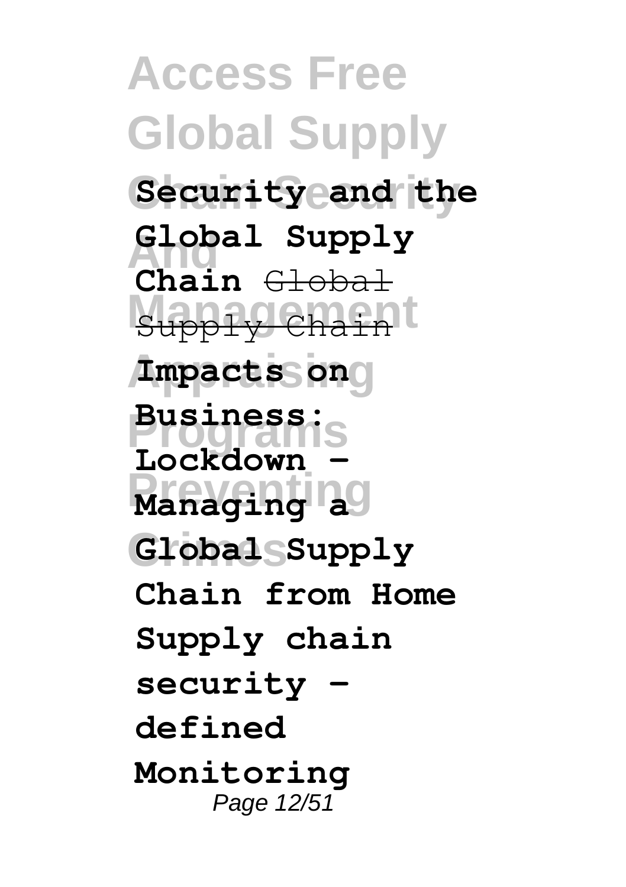**Security and the Global Supply Chain** ~~Global Supply Chain~~ **Impacts on Business: Lockdown - Managing a Global Supply Chain from Home Supply chain security - defined Monitoring**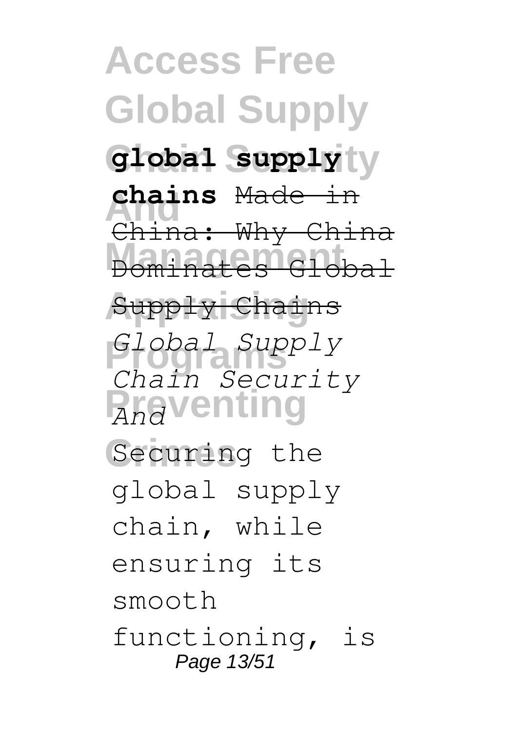**global supply chains** ~~Made in China: Why China Dominates Global Supply Chains~~ *Global Supply Chain Security And* Securing the global supply chain, while ensuring its smooth functioning, is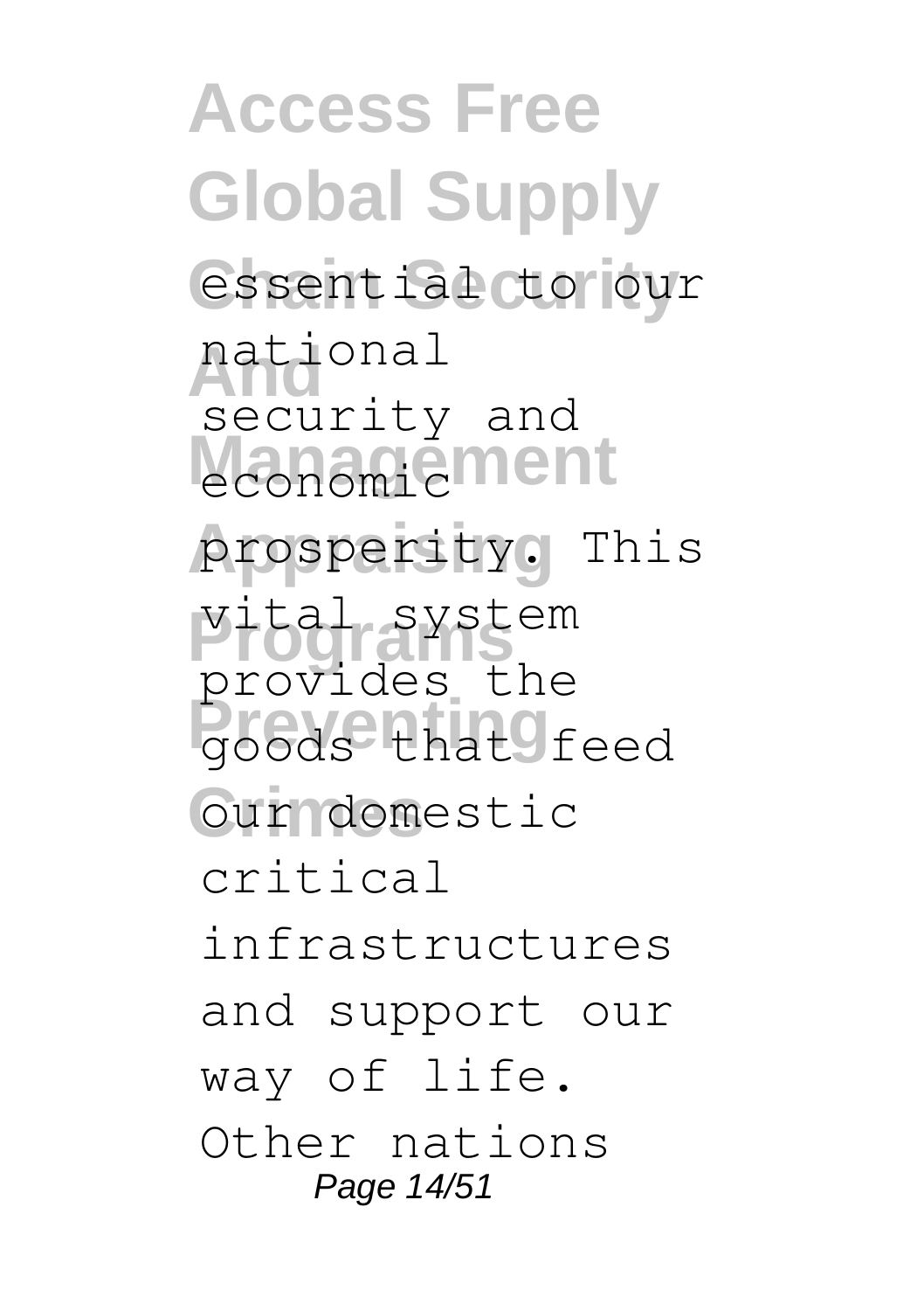essential to our national security and economic prosperity. This vital system provides the goods that feed our domestic critical infrastructures and support our way of life. Other nations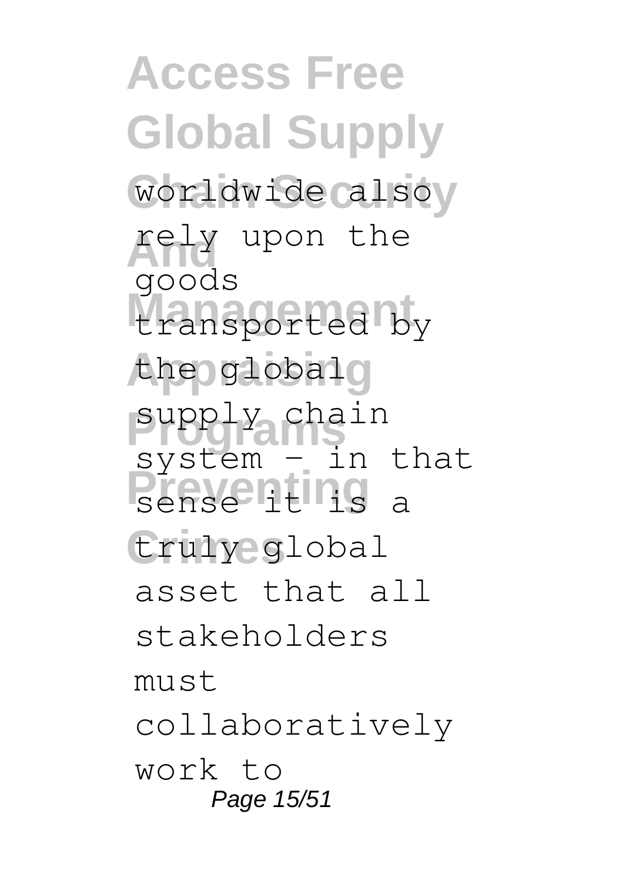worldwide also rely upon the goods transported by the global supply chain system – in that sense it is a truly global asset that all stakeholders must collaboratively work to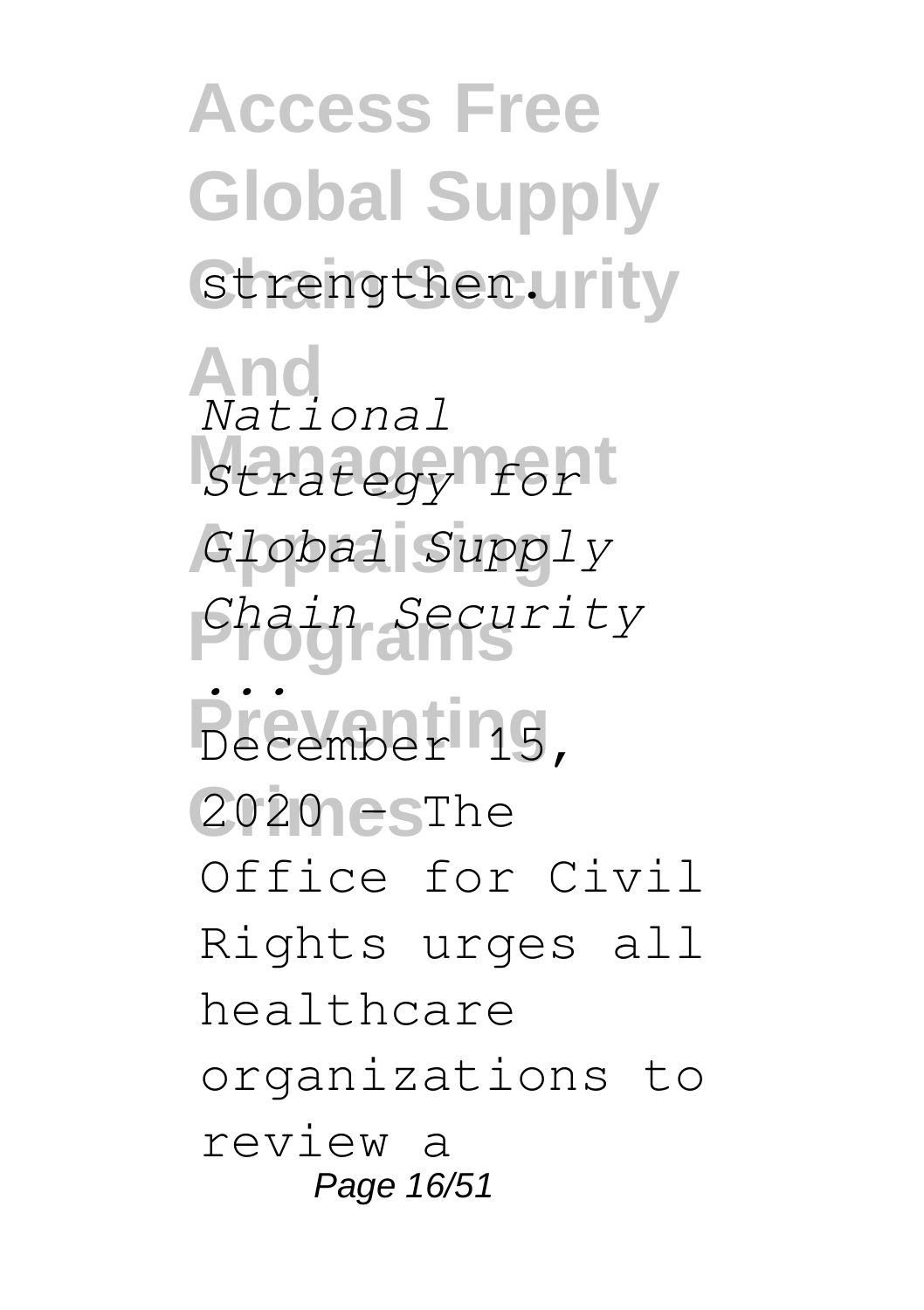strengthen.

*National Strategy for Global Supply Chain Security ...*

December 15, 2020 — The Office for Civil Rights urges all healthcare organizations to review a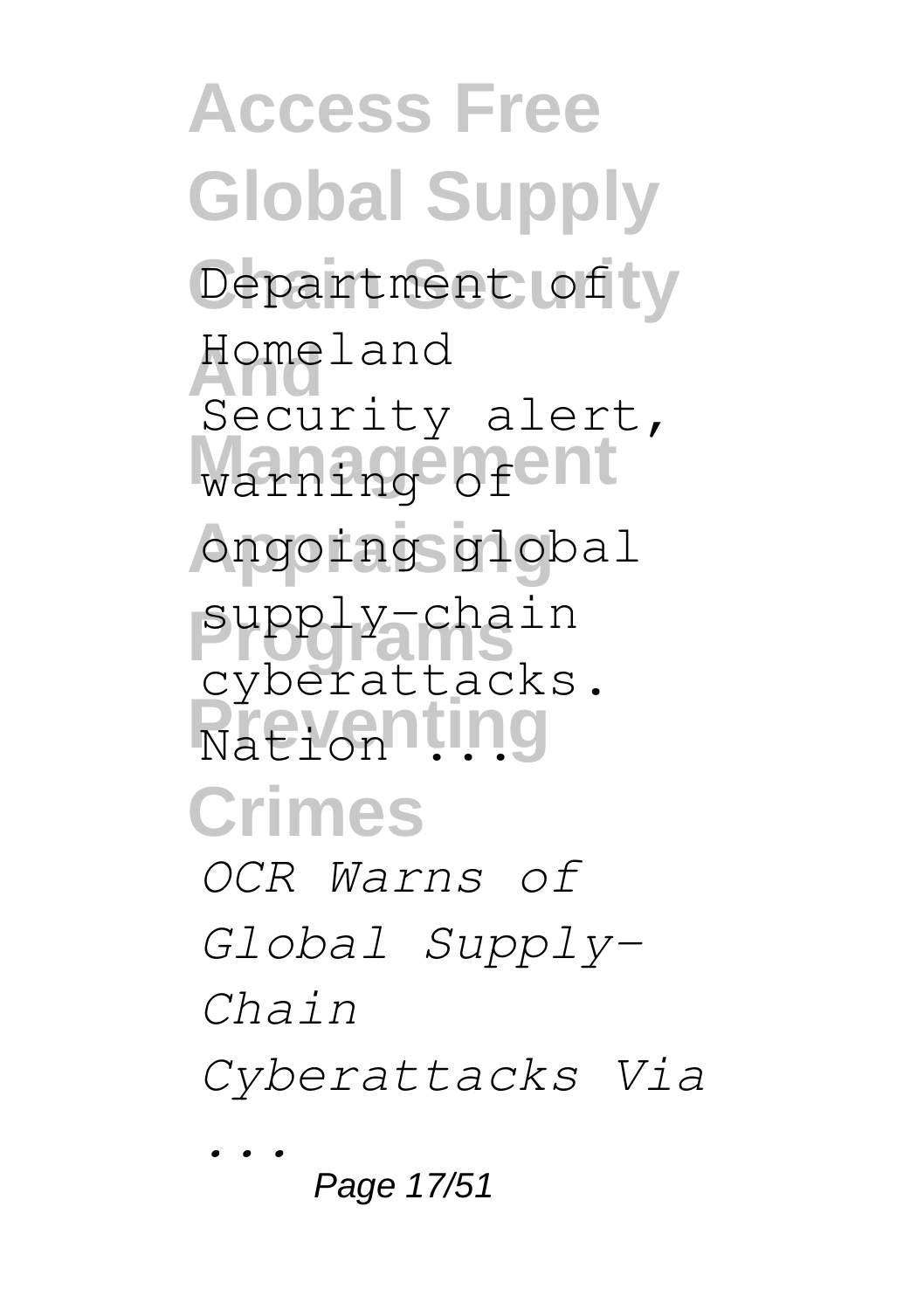Department of Homeland Security alert, warning of ongoing global supply-chain cyberattacks. Nation ...

*OCR Warns of Global Supply-Chain Cyberattacks Via ...*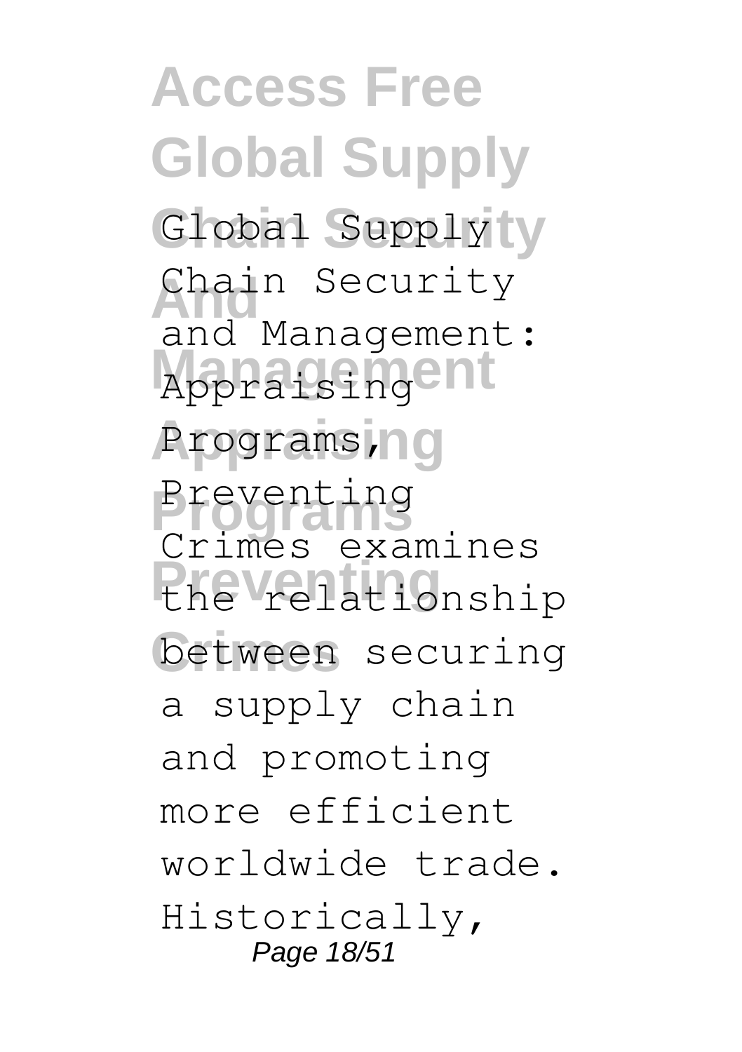Global Supply Chain Security and Management: Appraising Programs, Preventing Crimes examines the relationship between securing a supply chain and promoting more efficient worldwide trade. Historically,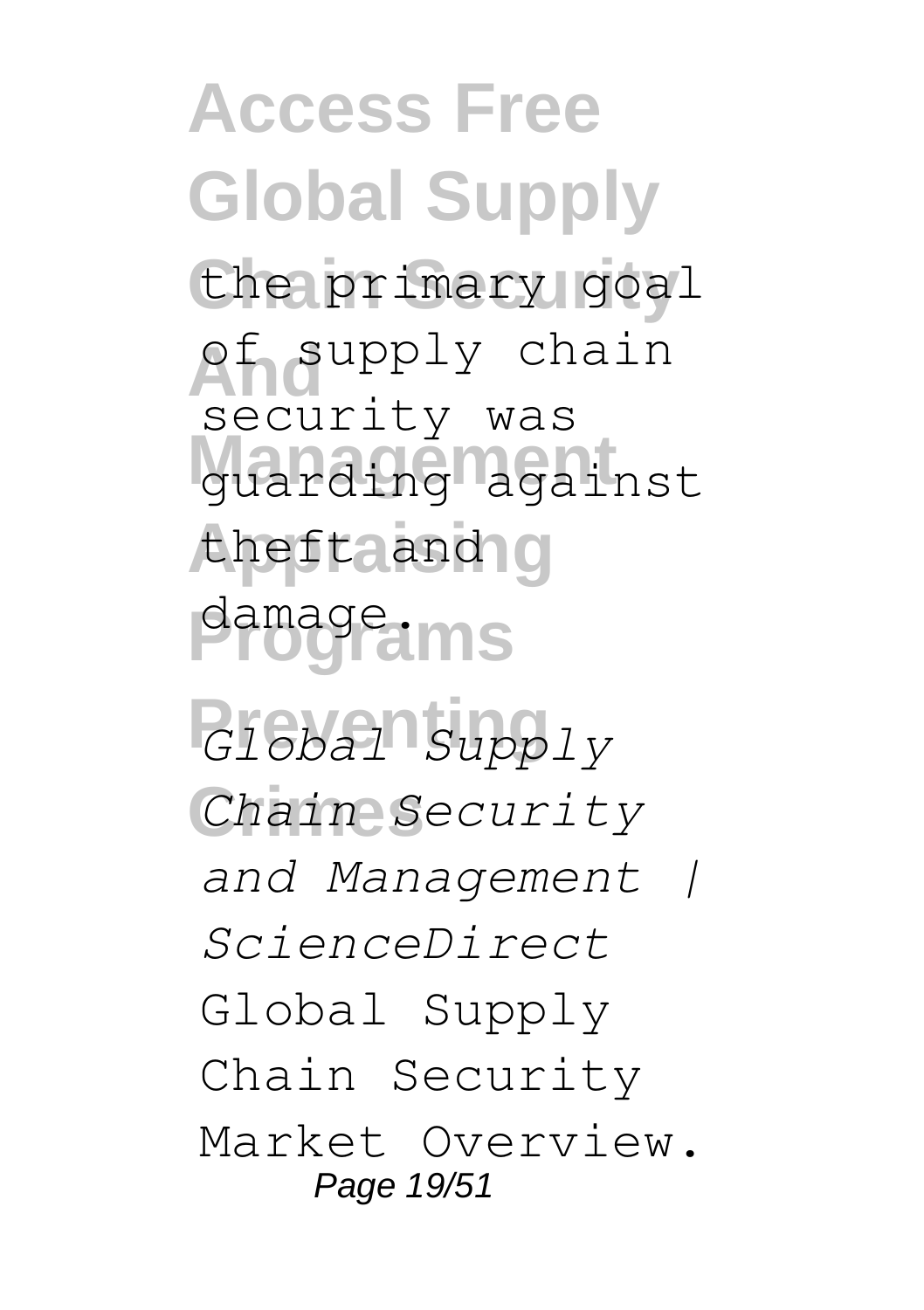the primary goal of supply chain security was guarding against theft and damage.

*Global Supply Chain Security and Management | ScienceDirect*

Global Supply Chain Security Market Overview.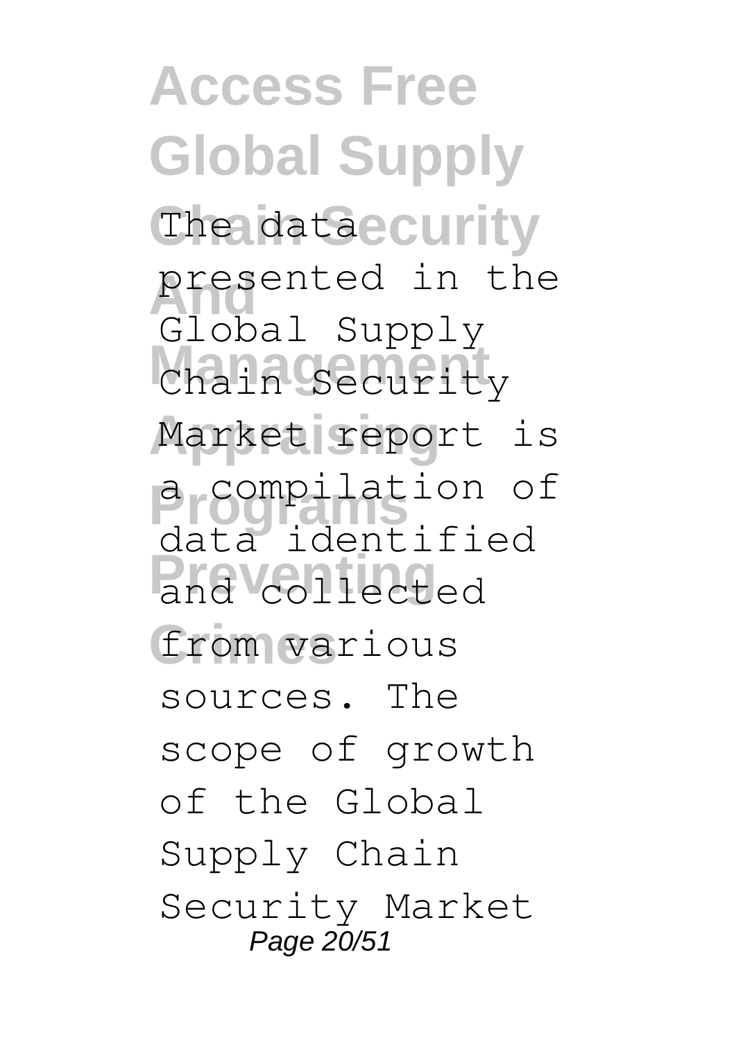The data presented in the Global Supply Chain Security Market report is a compilation of data identified and collected from various sources. The scope of growth of the Global Supply Chain Security Market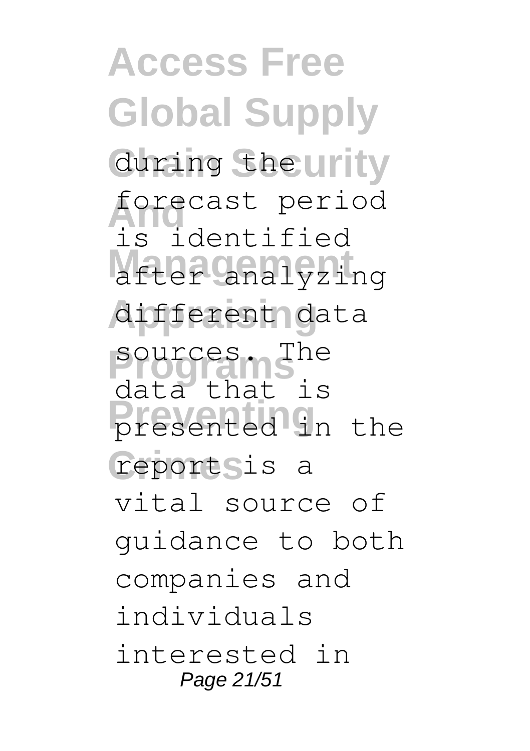during the forecast period is identified after analyzing different data sources. The data that is presented in the report is a vital source of guidance to both companies and individuals interested in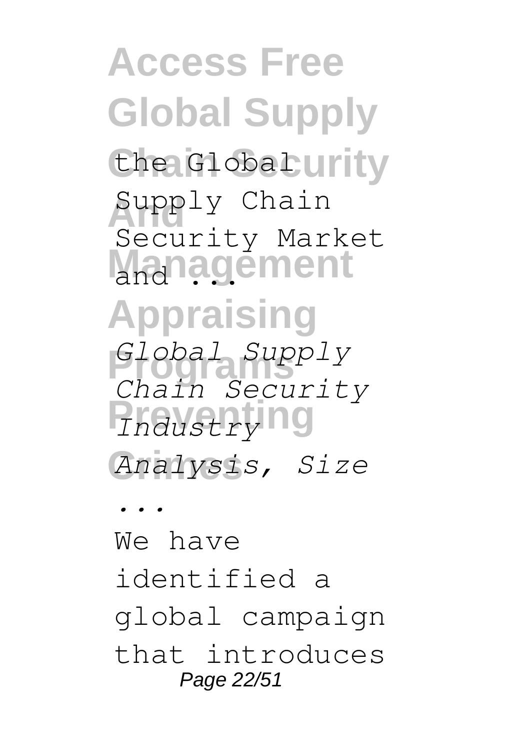the Global Supply Chain Security Market and ...

*Global Supply Chain Security Industry Analysis, Size ...*

We have identified a global campaign that introduces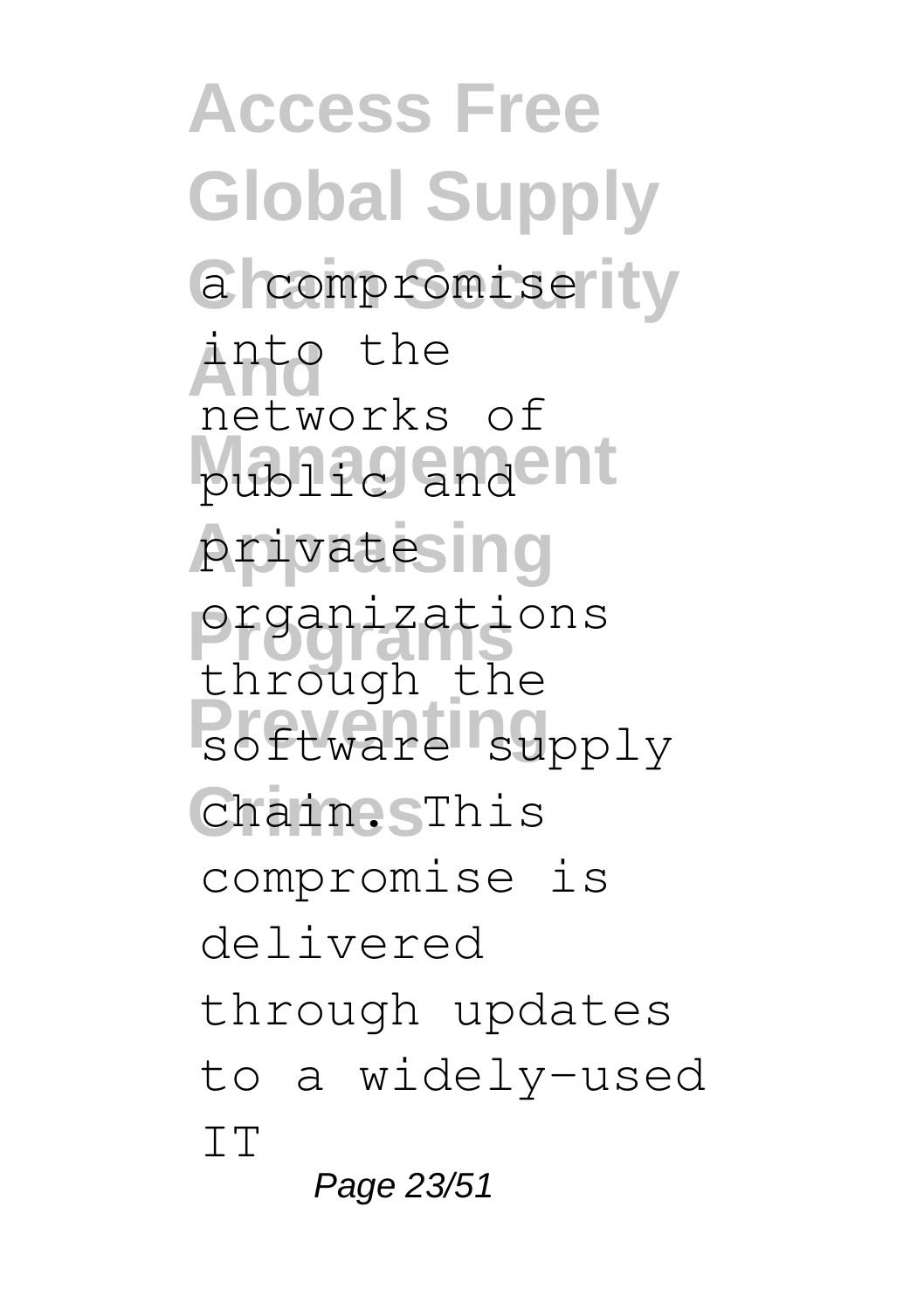a compromise into the networks of public and private organizations through the software supply chain. This compromise is delivered through updates to a widely-used IT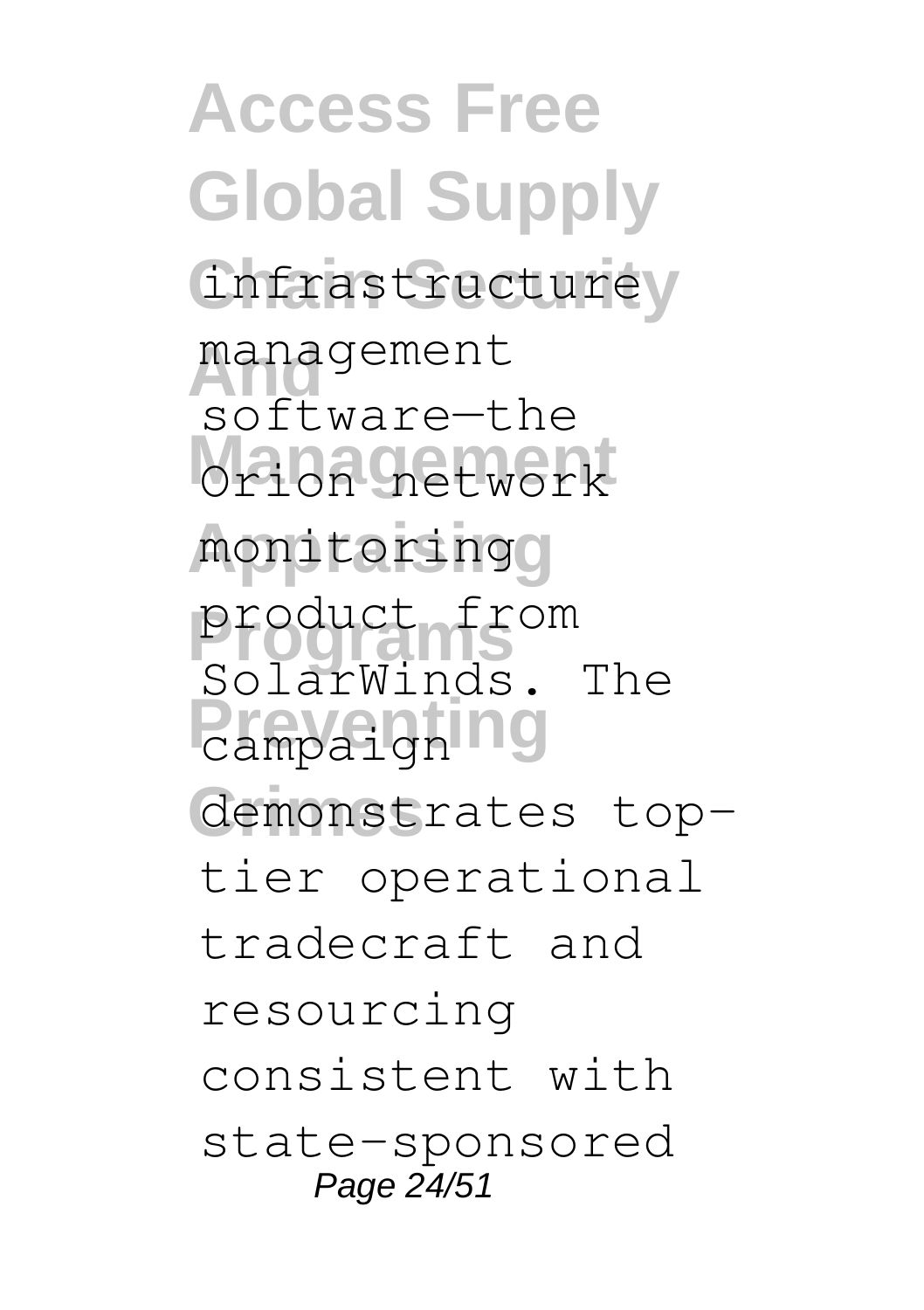infrastructure management software—the Orion network monitoring product from SolarWinds. The campaign demonstrates top-tier operational tradecraft and resourcing consistent with state-sponsored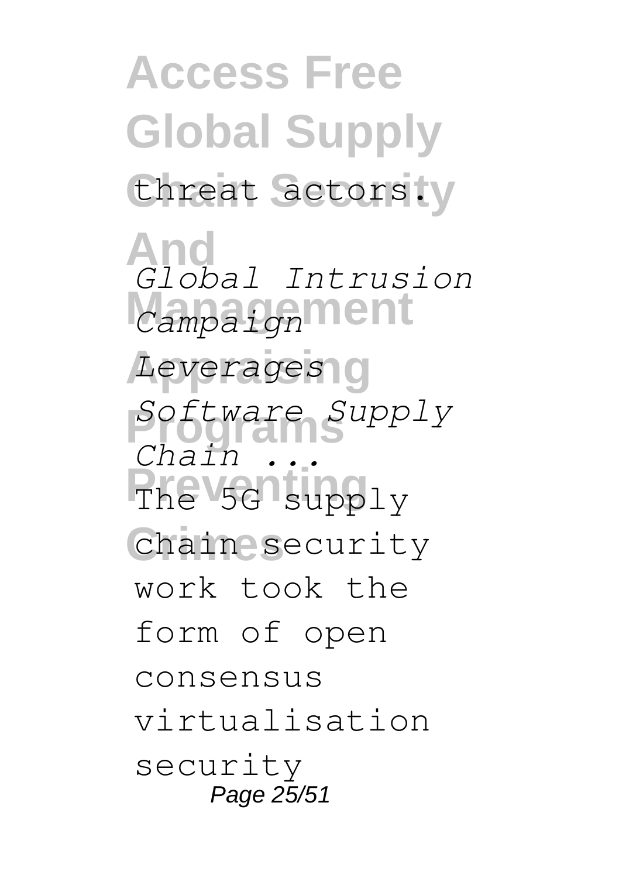threat actors.

*Global Intrusion Campaign Leverages Software Supply Chain ...*

The 5G supply chain security work took the form of open consensus virtualisation security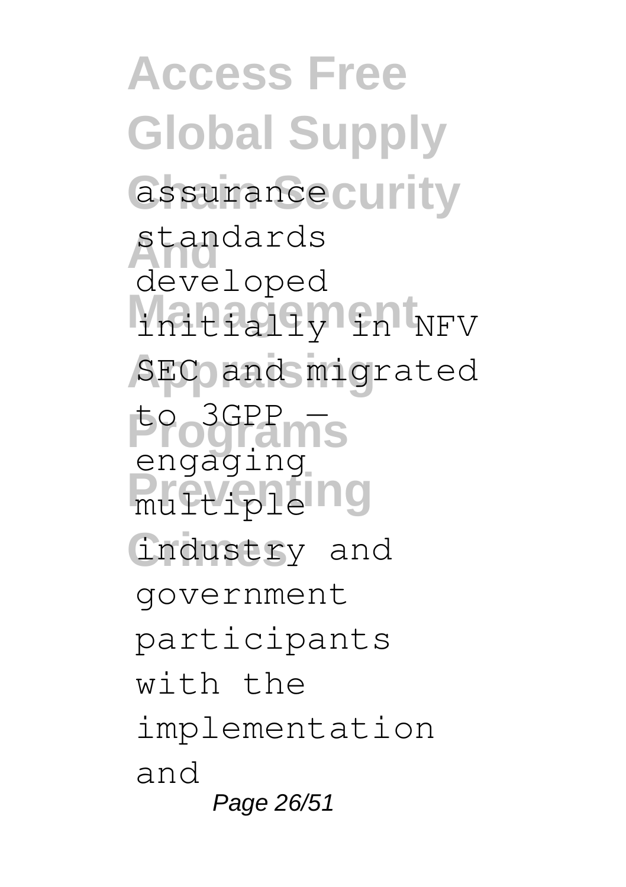assurance standards developed initially in NFV SEC and migrated to 3GPP — engaging multiple industry and government participants with the implementation and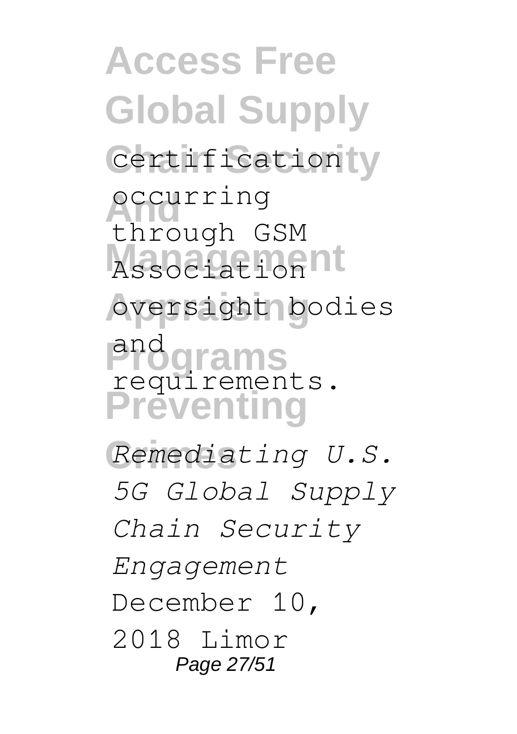certification occurring through GSM Association oversight bodies and requirements.

*Remediating U.S. 5G Global Supply Chain Security Engagement*

December 10, 2018 Limor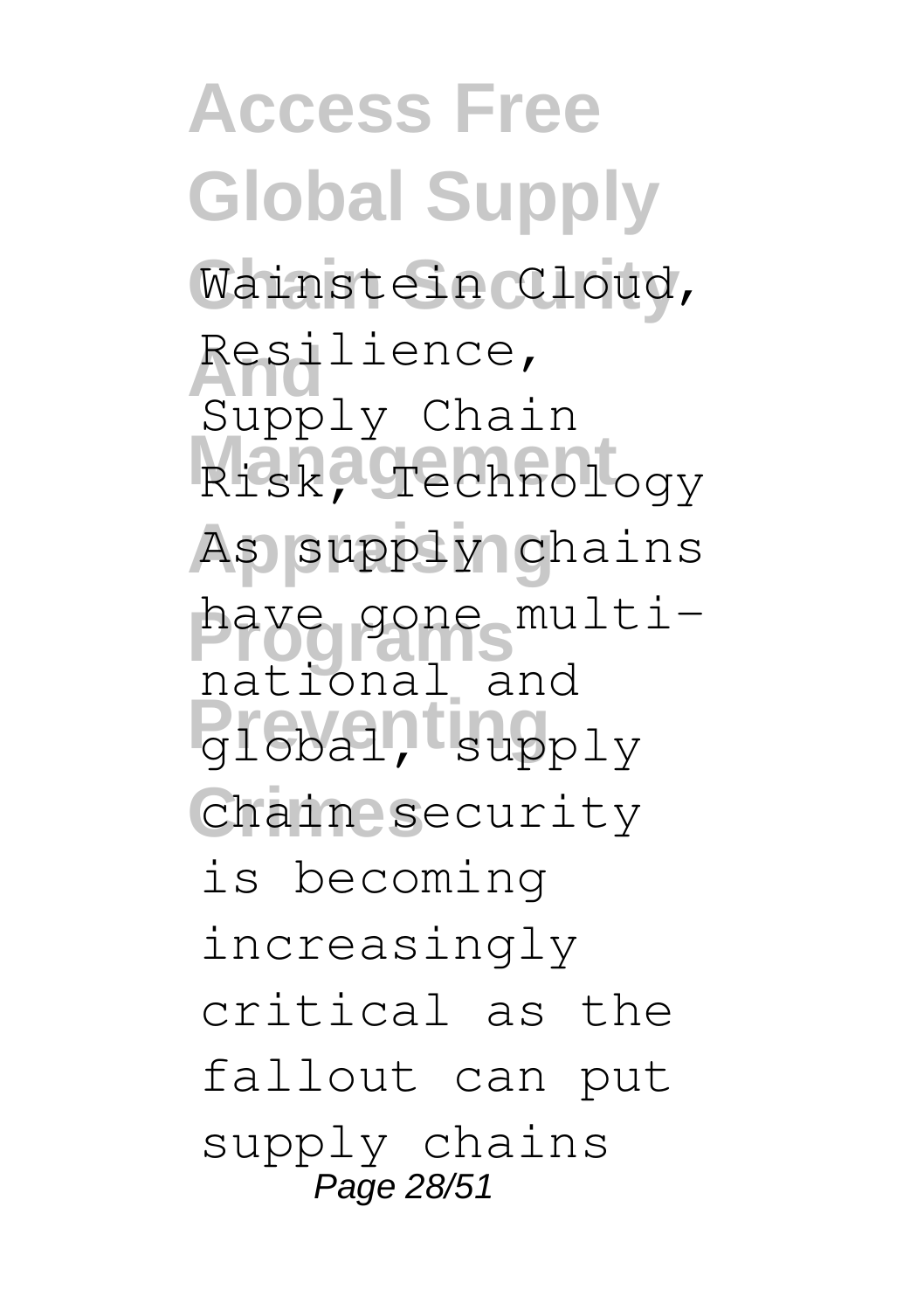Wainstein Cloud, Resilience, Supply Chain Risk, Technology As supply chains have gone multi-national and global, supply chain security is becoming increasingly critical as the fallout can put supply chains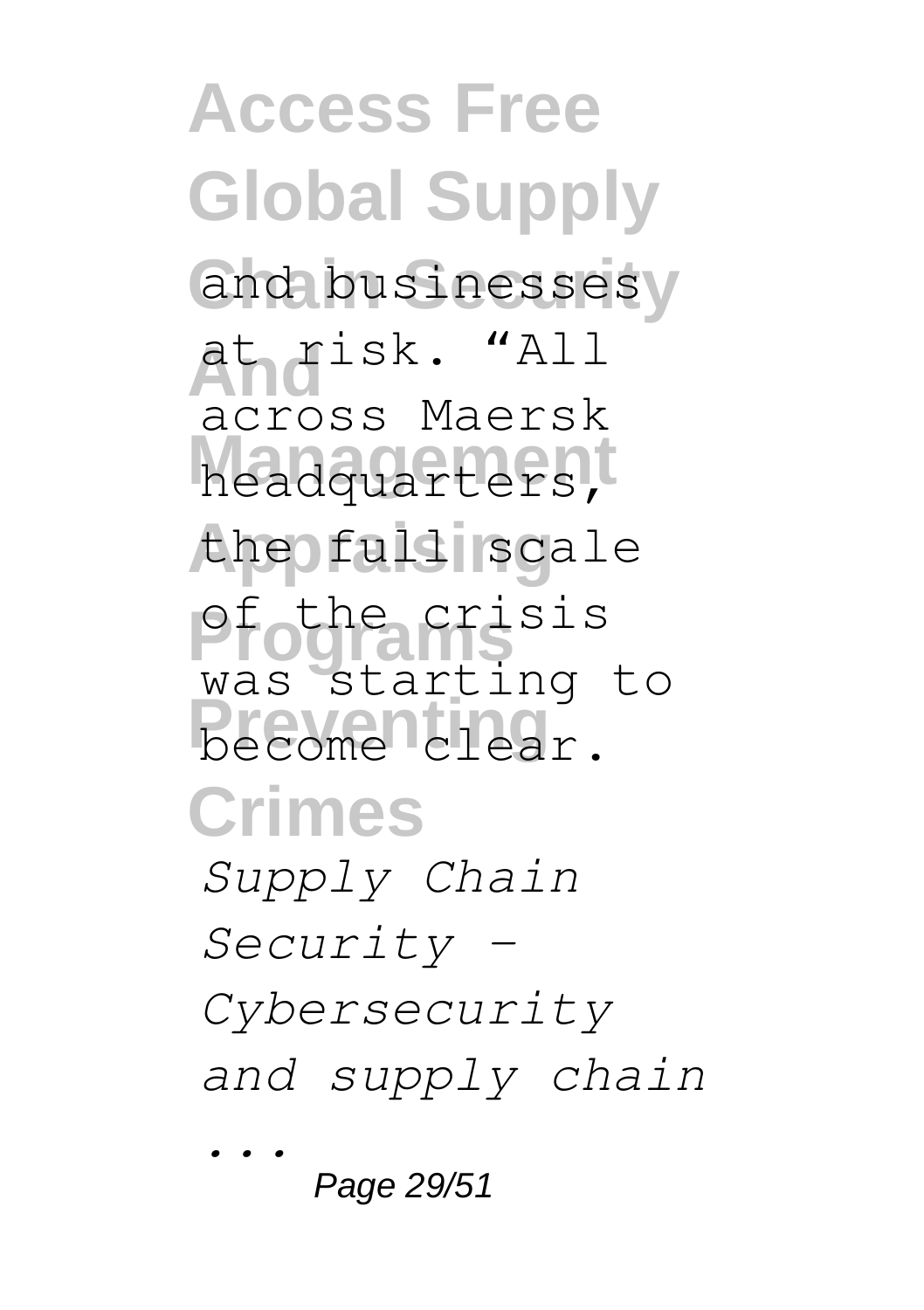and businesses at risk. "All across Maersk headquarters, the full scale of the crisis was starting to become clear.

*Supply Chain Security - Cybersecurity and supply chain ...*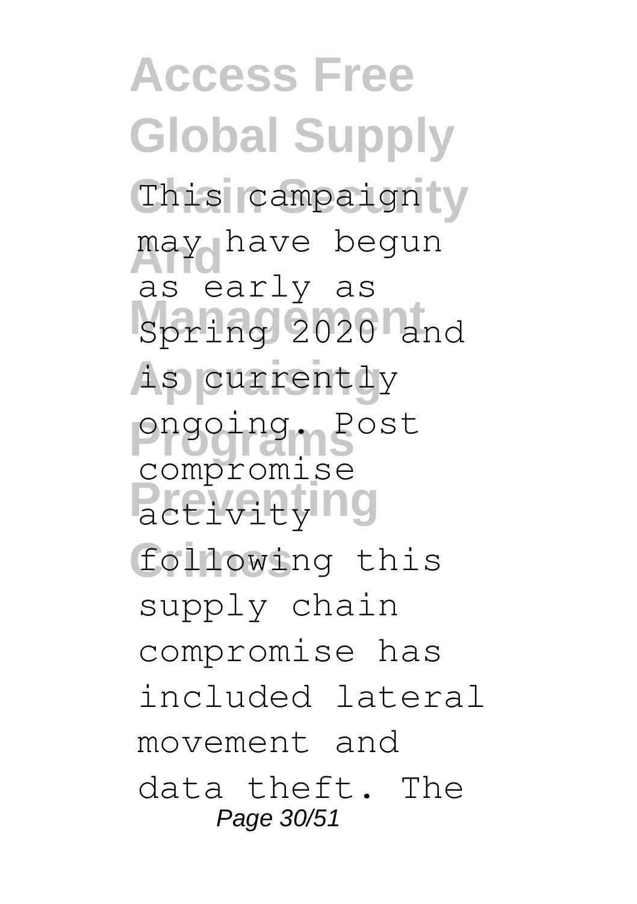This campaign may have begun as early as Spring 2020 and is currently ongoing. Post compromise activity following this supply chain compromise has included lateral movement and data theft. The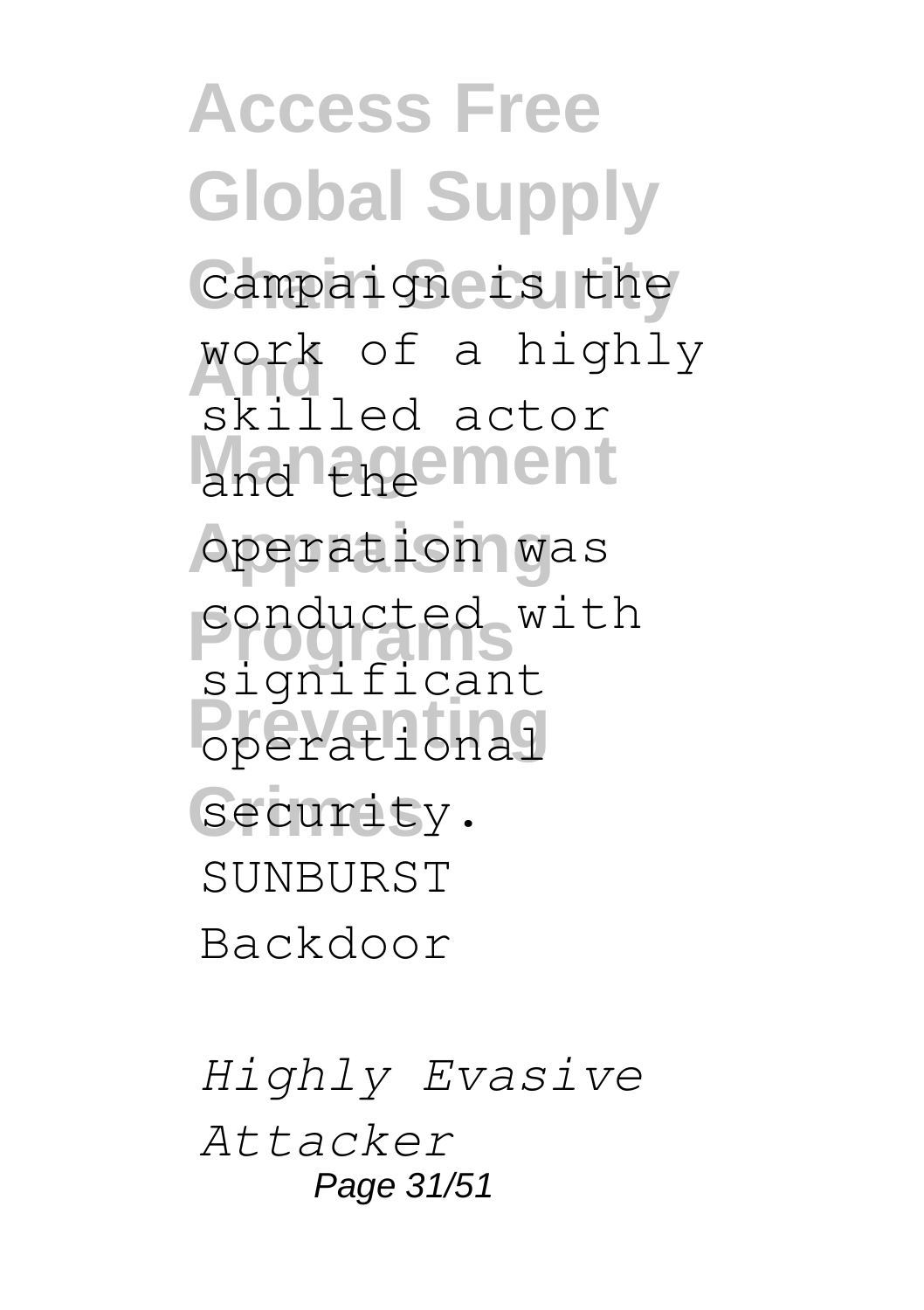campaign is the work of a highly skilled actor and the operation was conducted with significant operational security. SUNBURST Backdoor

*Highly Evasive Attacker*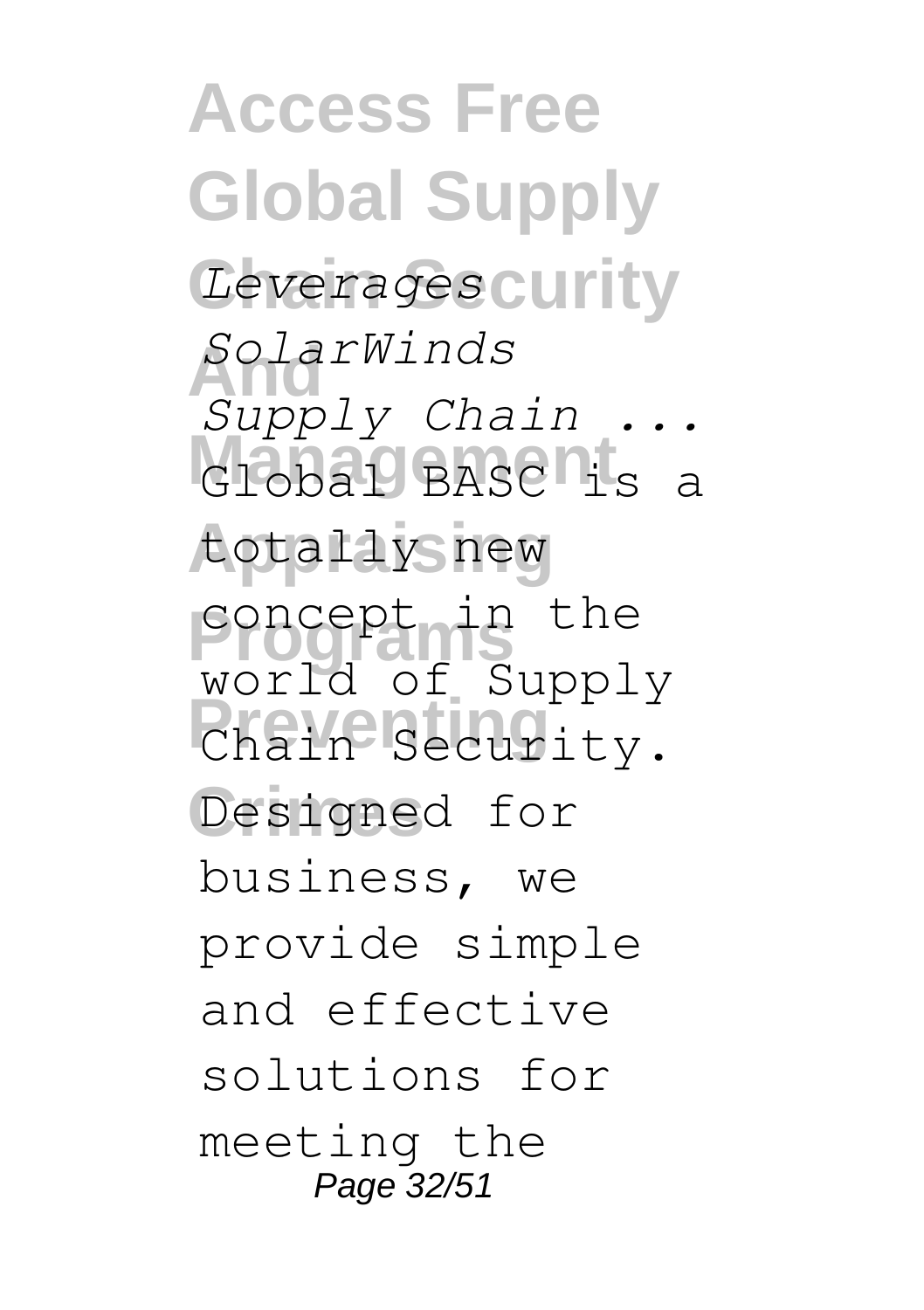*Leverages SolarWinds Supply Chain ...* Global BASC is a totally new concept in the world of Supply Chain Security. Designed for business, we provide simple and effective solutions for meeting the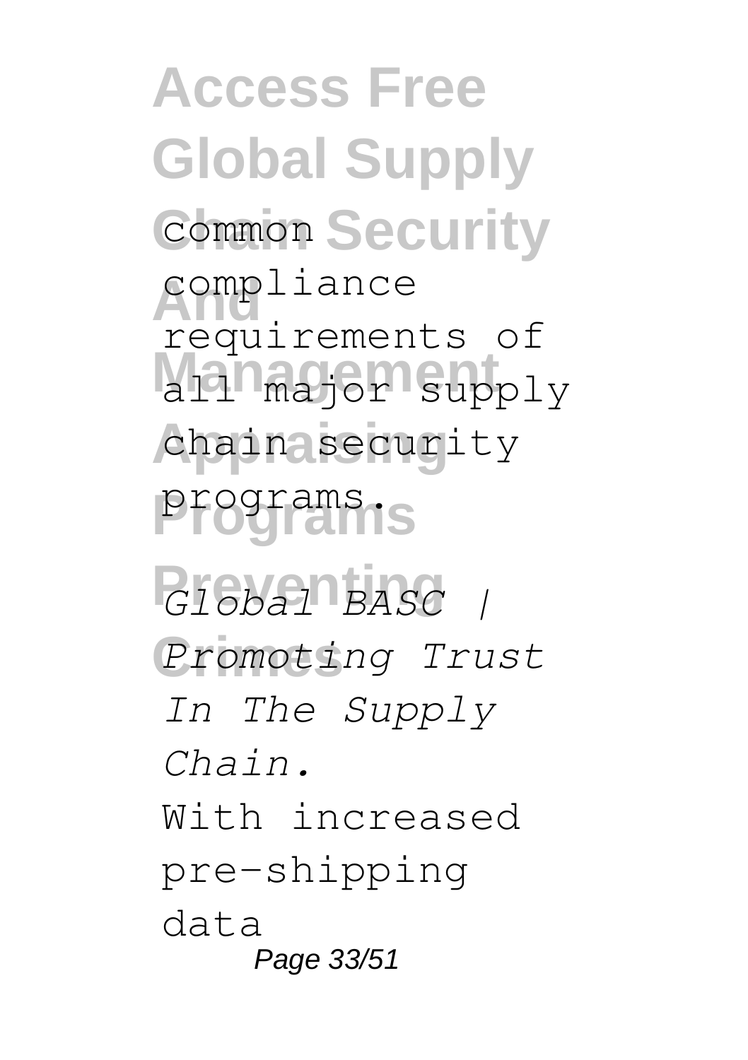common compliance requirements of all major supply chain security programs.

*Global BASC | Promoting Trust In The Supply Chain.*

With increased pre-shipping data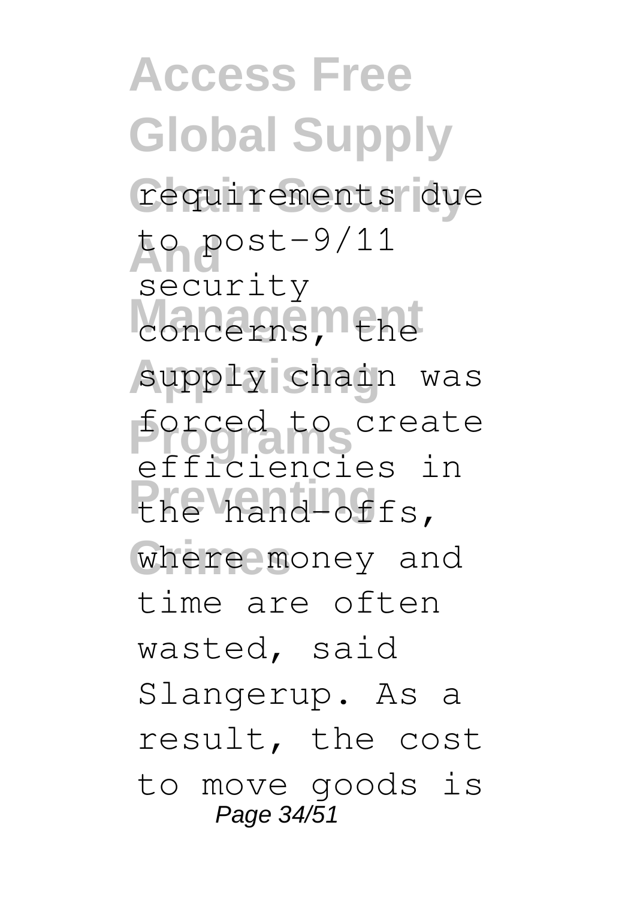requirements due to post-9/11 security concerns, the supply chain was forced to create efficiencies in the hand-offs, where money and time are often wasted, said Slangerup. As a result, the cost to move goods is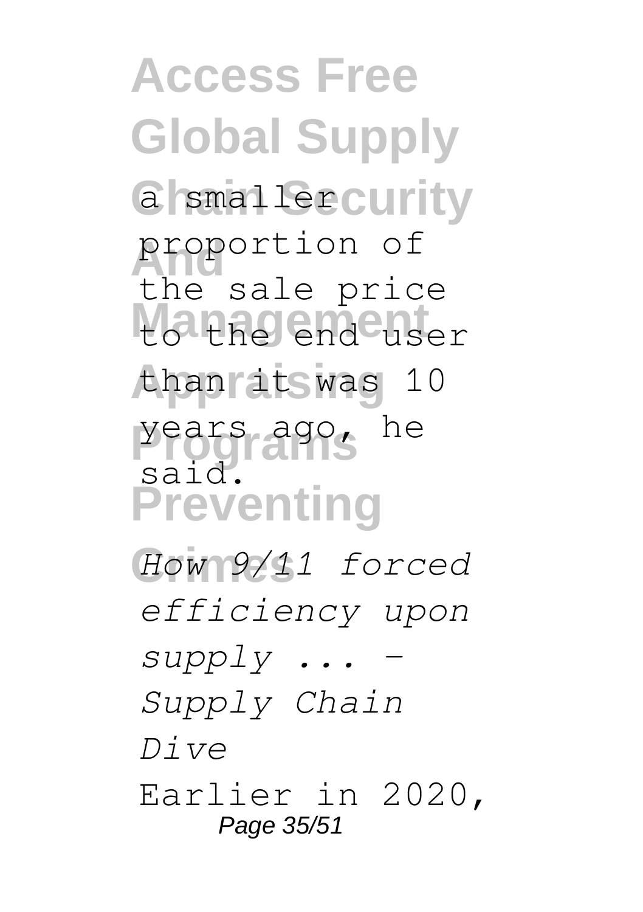a smaller proportion of the sale price to the end user than it was 10 years ago, he said.

*How 9/11 forced efficiency upon supply ... - Supply Chain Dive*

Earlier in 2020,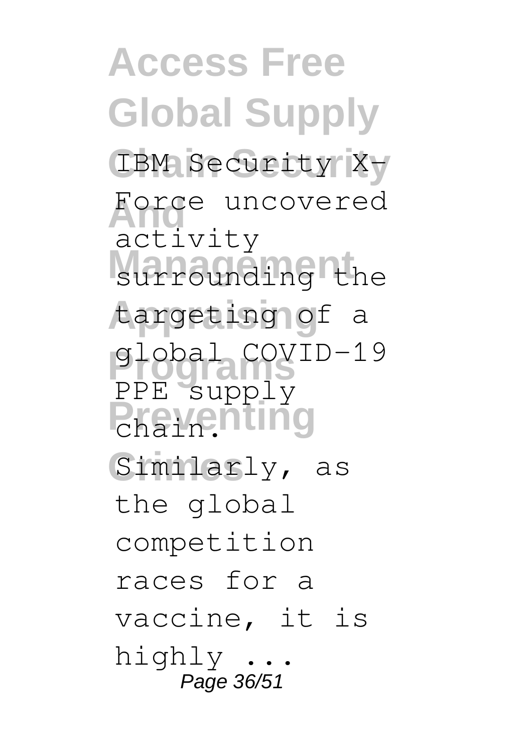IBM Security X-Force uncovered activity surrounding the targeting of a global COVID-19 PPE supply chain. Similarly, as the global competition races for a vaccine, it is highly ...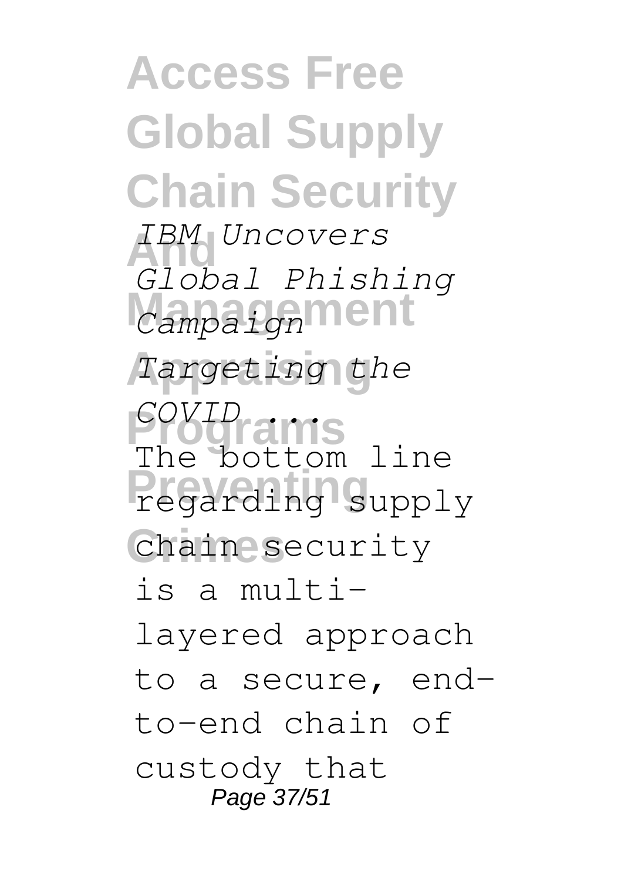*IBM Uncovers Global Phishing Campaign Targeting the COVID ...*

The bottom line regarding supply chain security is a multi-layered approach to a secure, end-to-end chain of custody that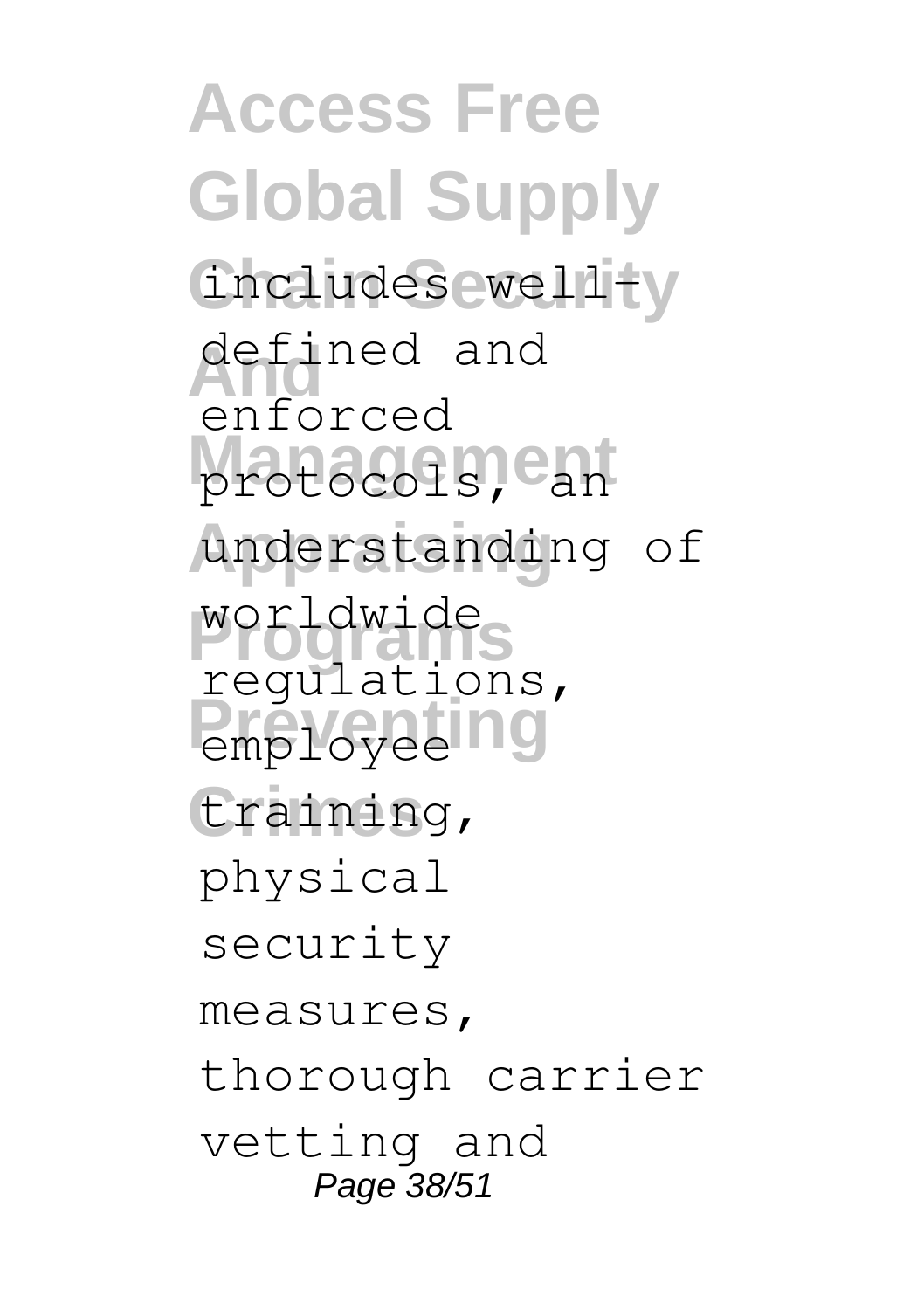includes well-defined and enforced protocols, an understanding of worldwide regulations, employee training, physical security measures, thorough carrier vetting and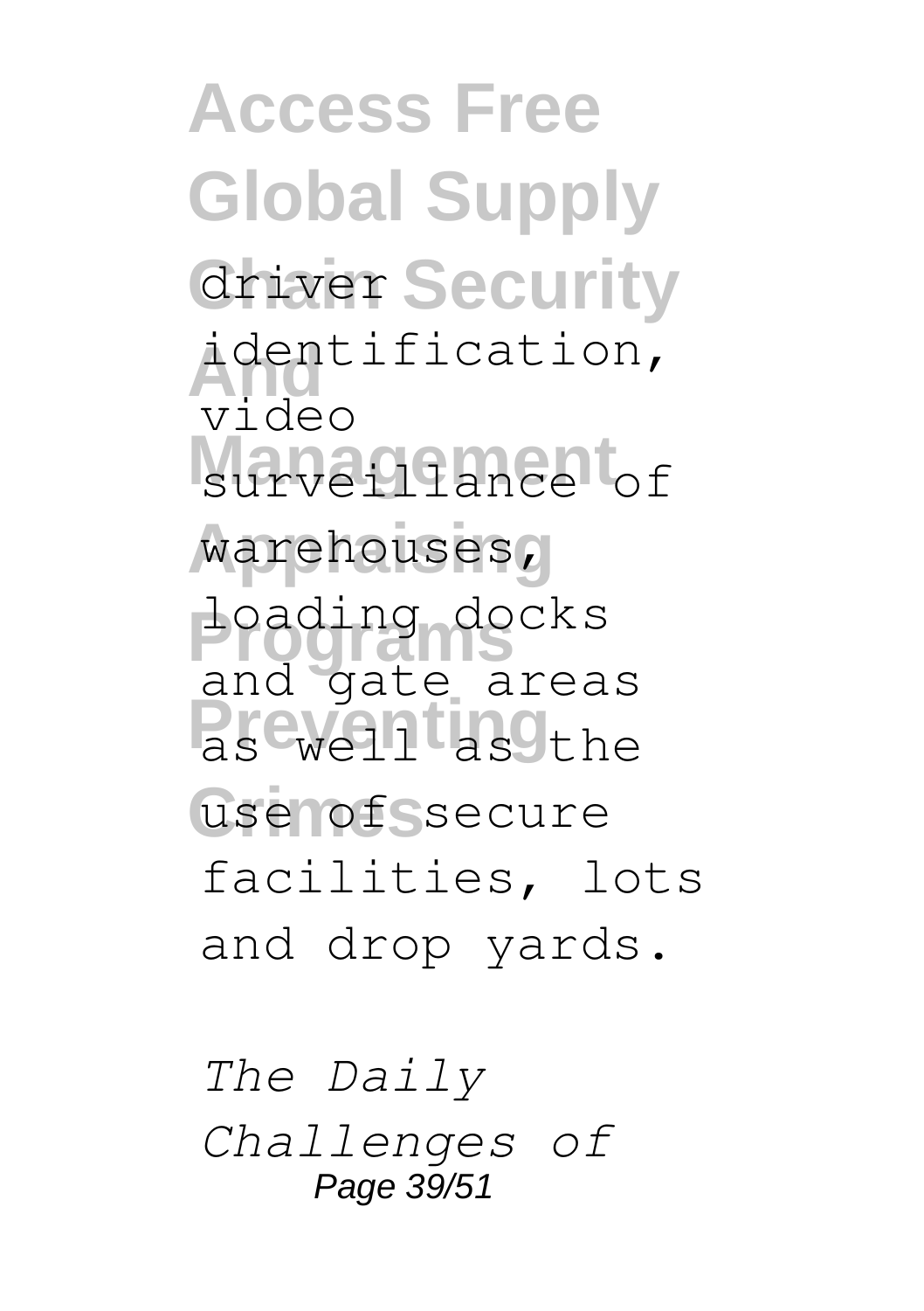driver identification, video surveillance of warehouses, loading docks and gate areas as well as the use of secure facilities, lots and drop yards.

*The Daily Challenges of*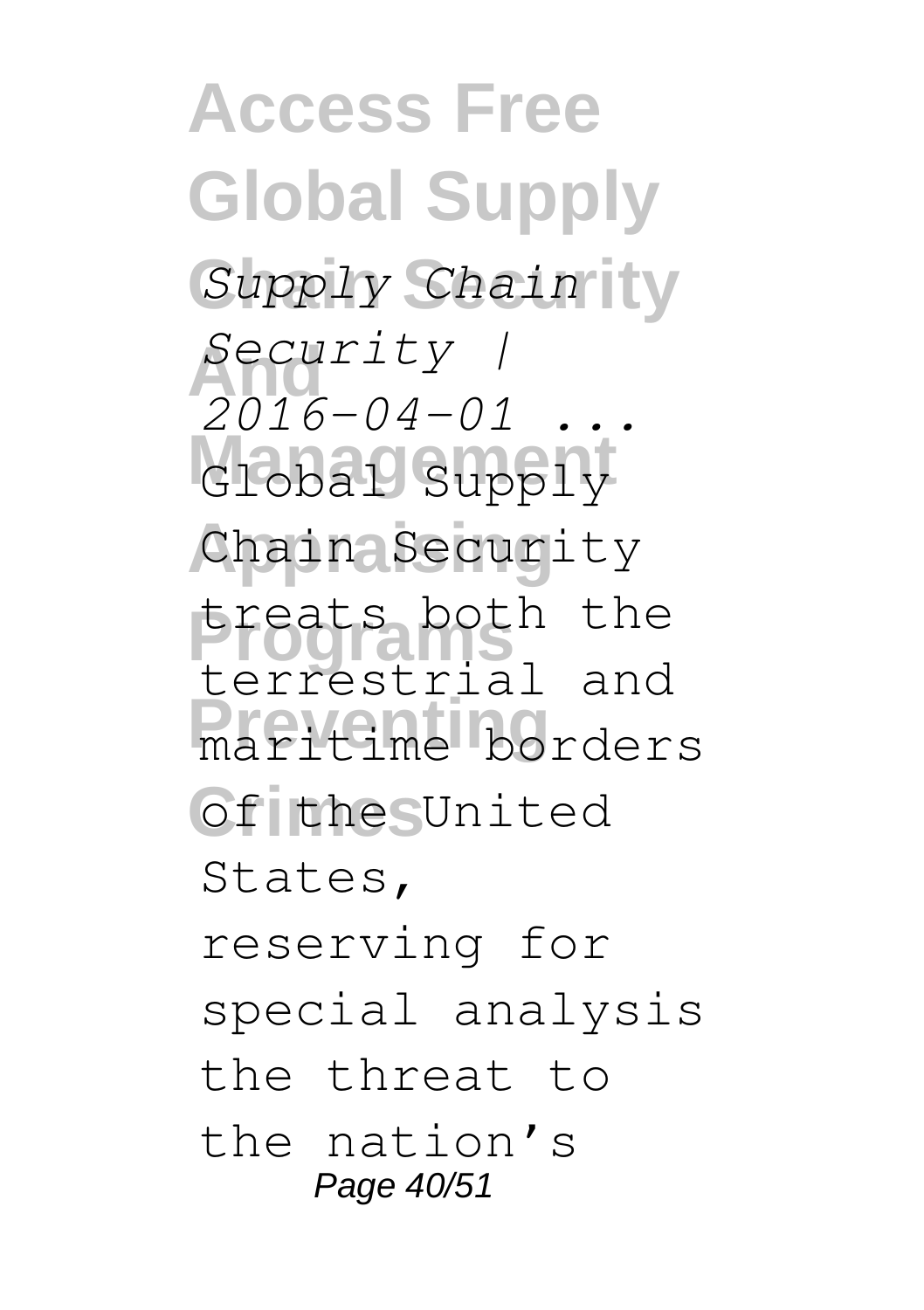*Supply Chain Security | 2016-04-01 ...*

Global Supply Chain Security treats both the terrestrial and maritime borders of the United States, reserving for special analysis the threat to the nation's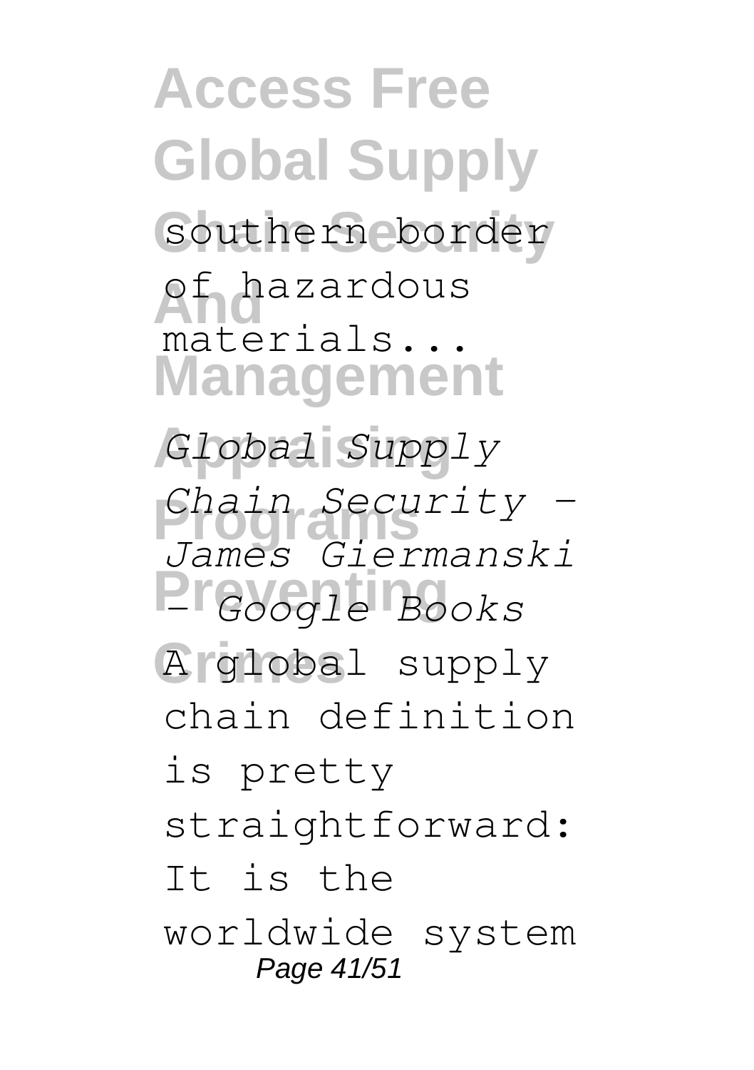southern border of hazardous materials...

*Global Supply Chain Security - James Giermanski - Google Books*

A global supply chain definition is pretty straightforward: It is the worldwide system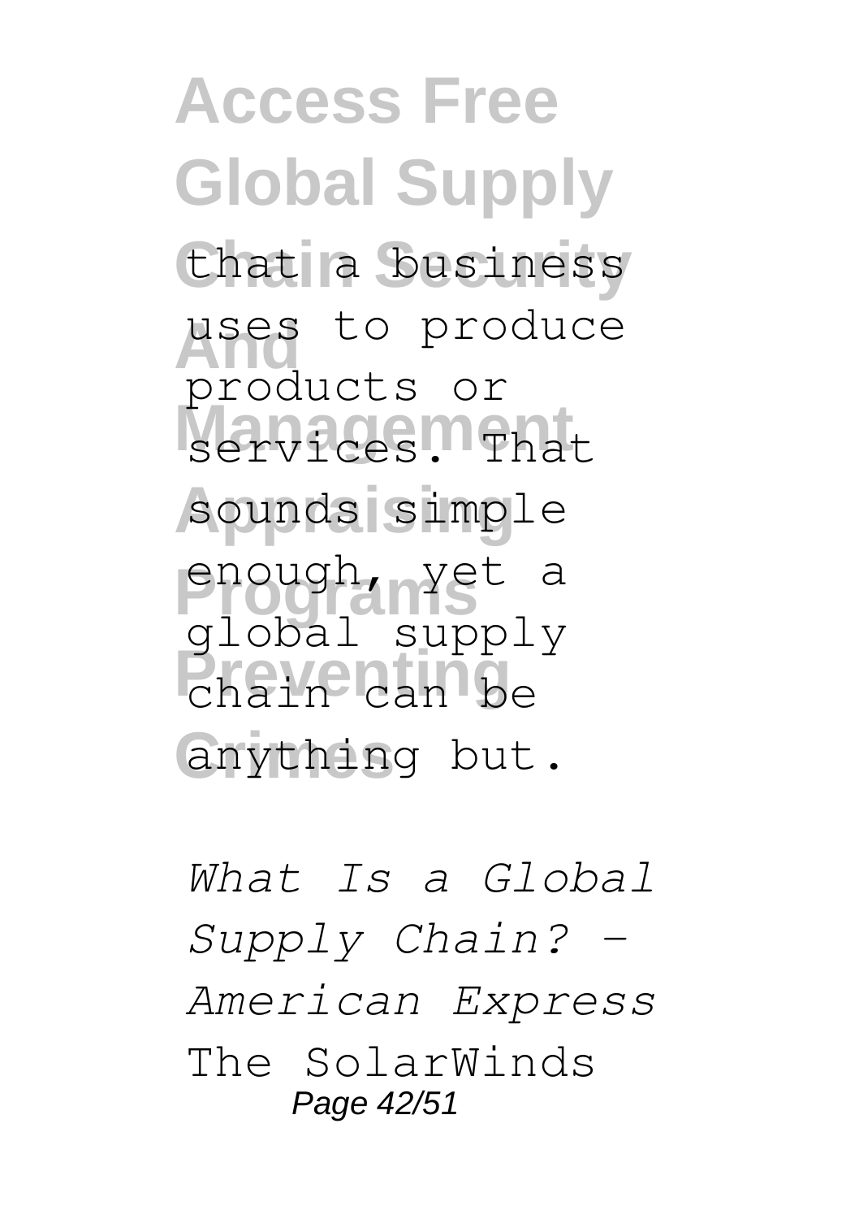that a business uses to produce products or services. That sounds simple enough, yet a global supply chain can be anything but.

*What Is a Global Supply Chain? - American Express*

The SolarWinds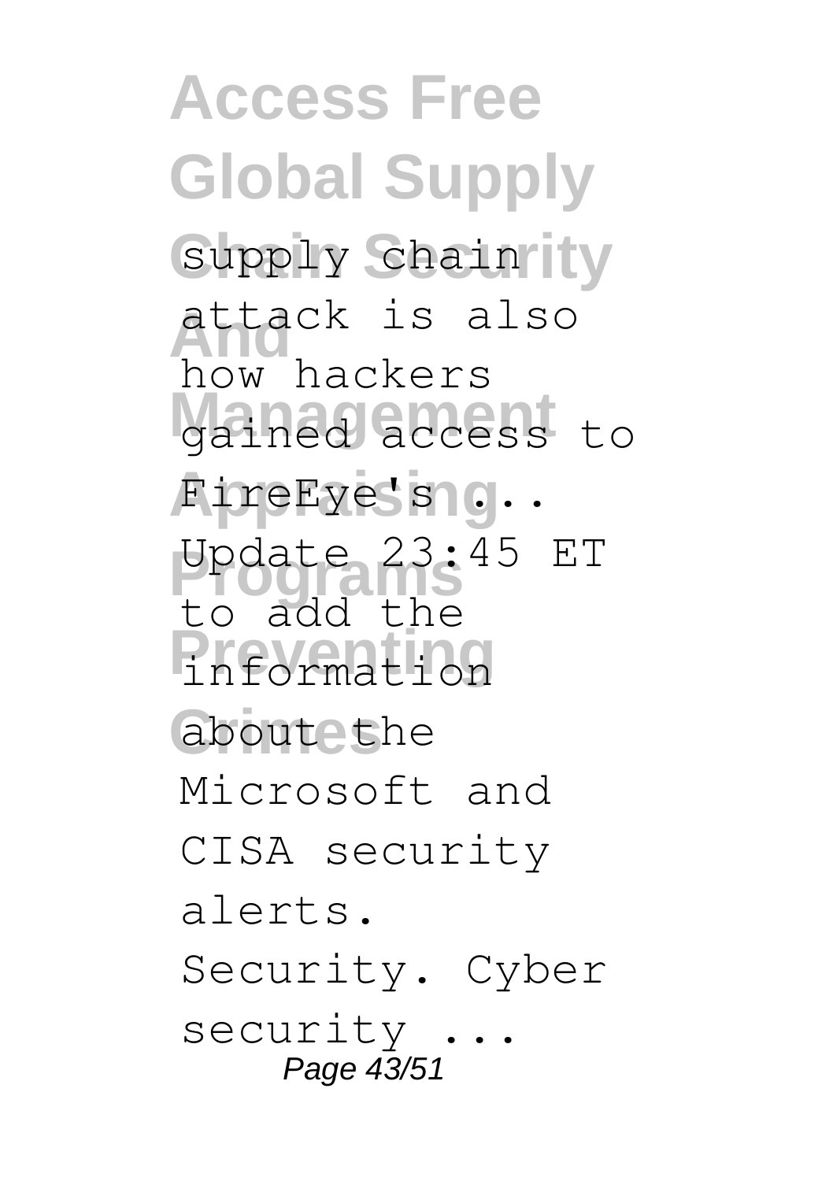supply chain attack is also how hackers gained access to FireEye's ... Update 23:45 ET to add the information about the Microsoft and CISA security alerts. Security. Cyber security ...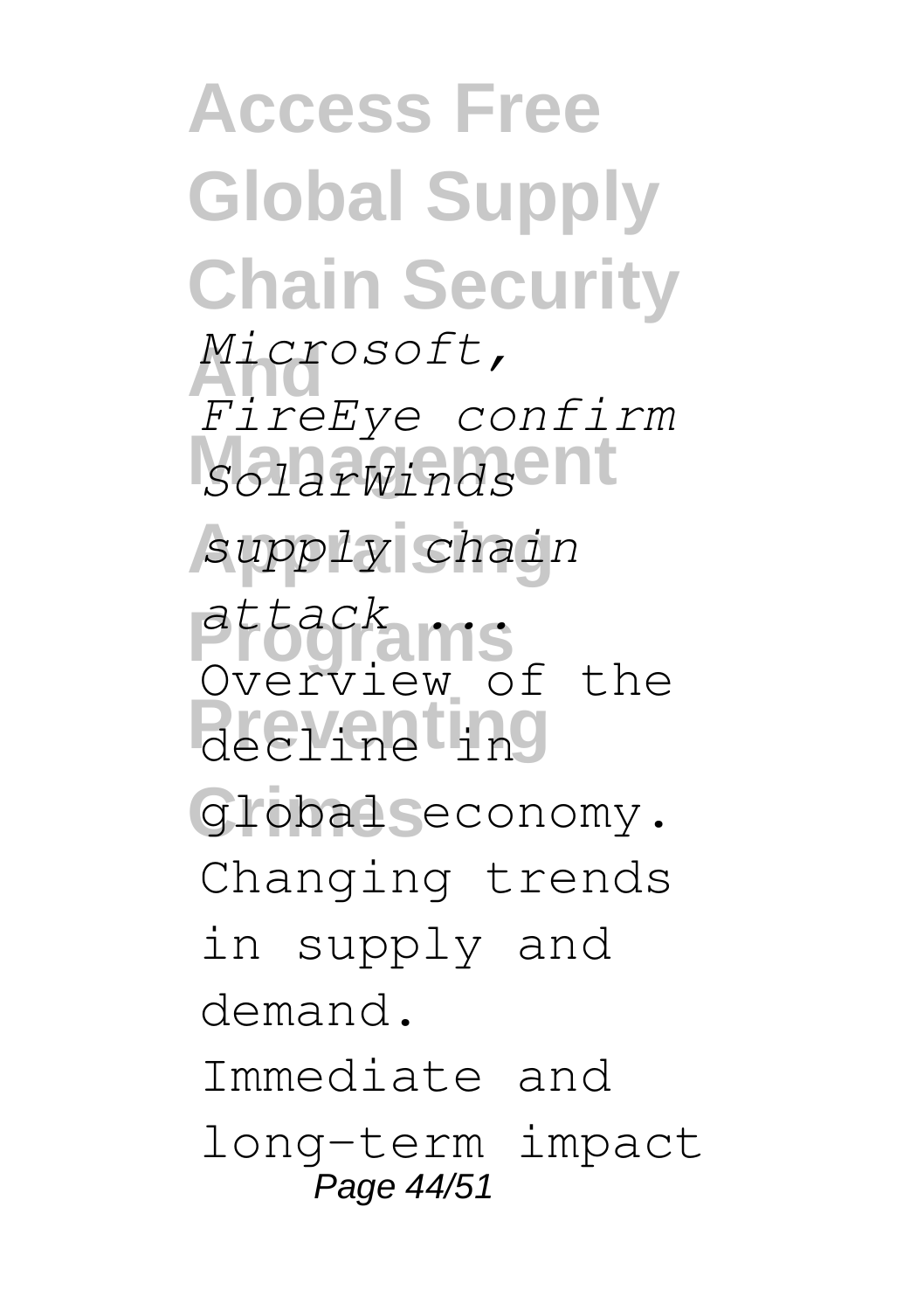*Microsoft, FireEye confirm SolarWinds supply chain attack ...*

Overview of the decline in global economy. Changing trends in supply and demand. Immediate and long-term impact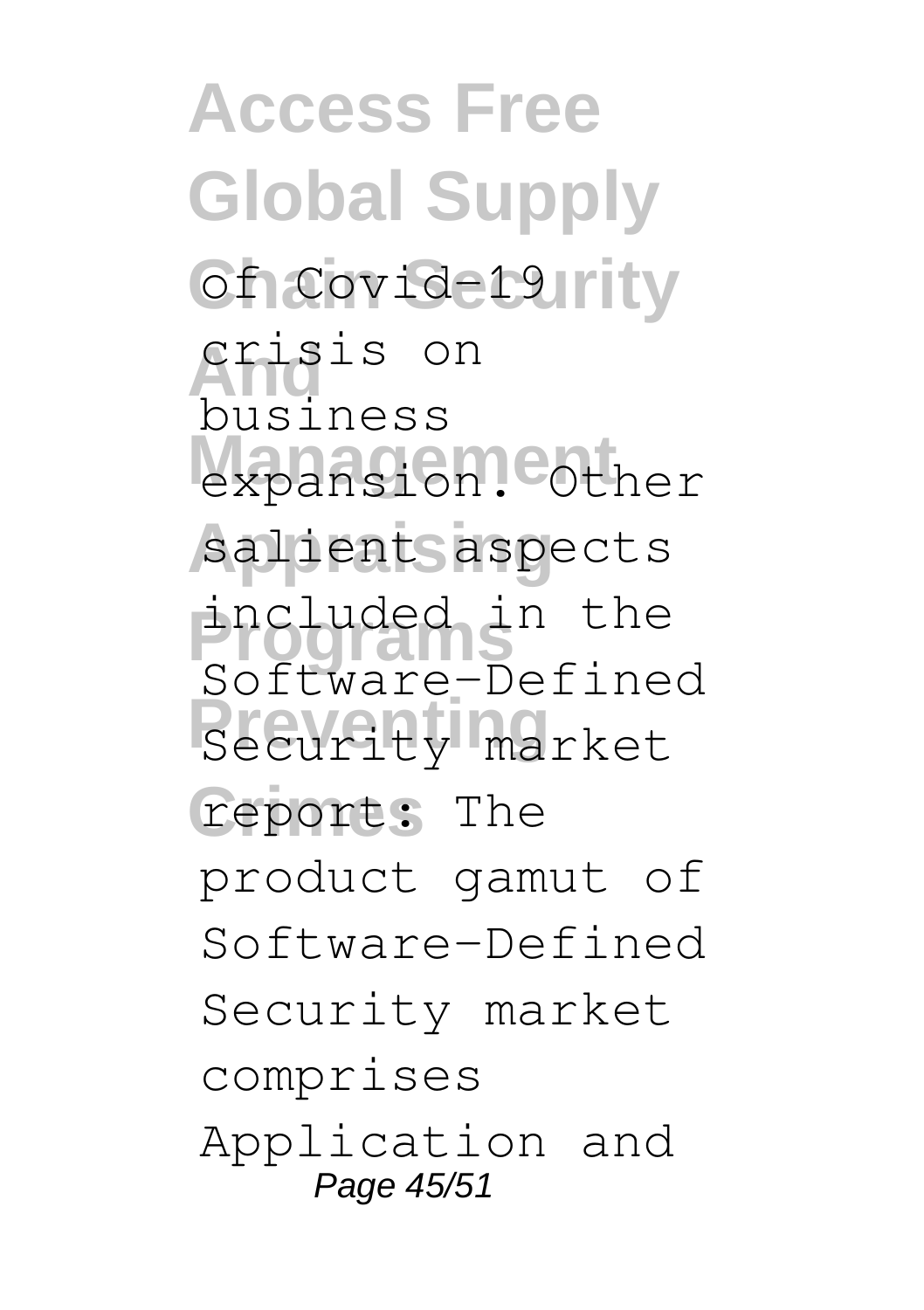of Covid-19 crisis on business expansion. Other salient aspects included in the Software-Defined Security market report: The product gamut of Software-Defined Security market comprises Application and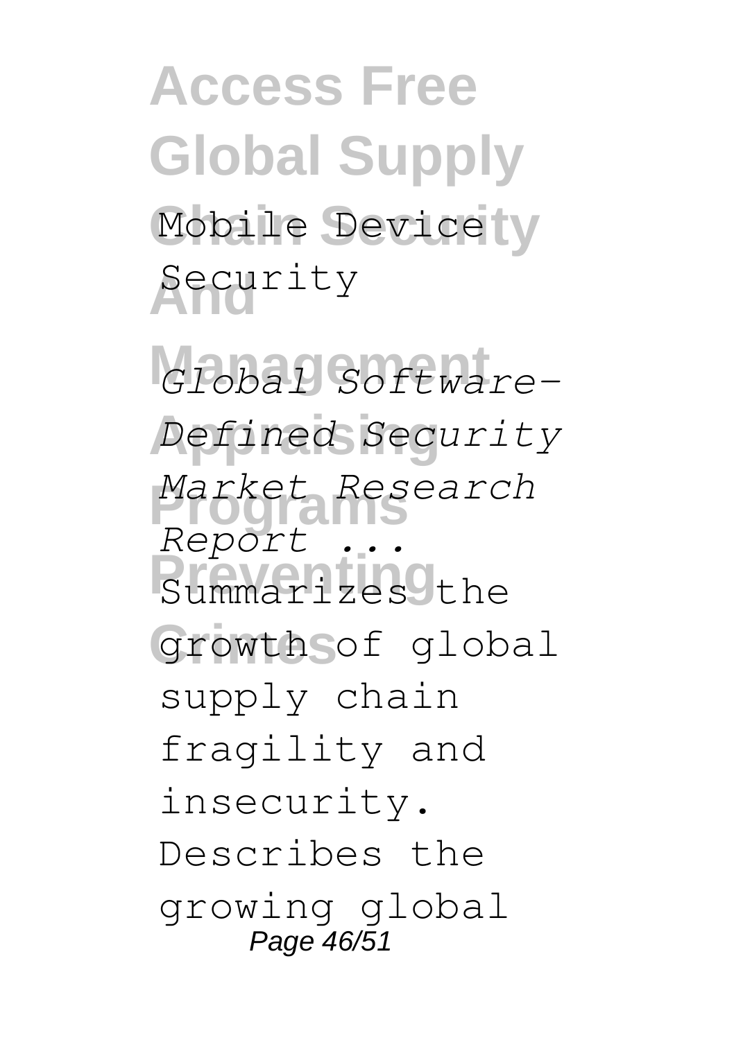Mobile Device Security

*Global Software-Defined Security Market Research Report ...*

Summarizes the growth of global supply chain fragility and insecurity. Describes the growing global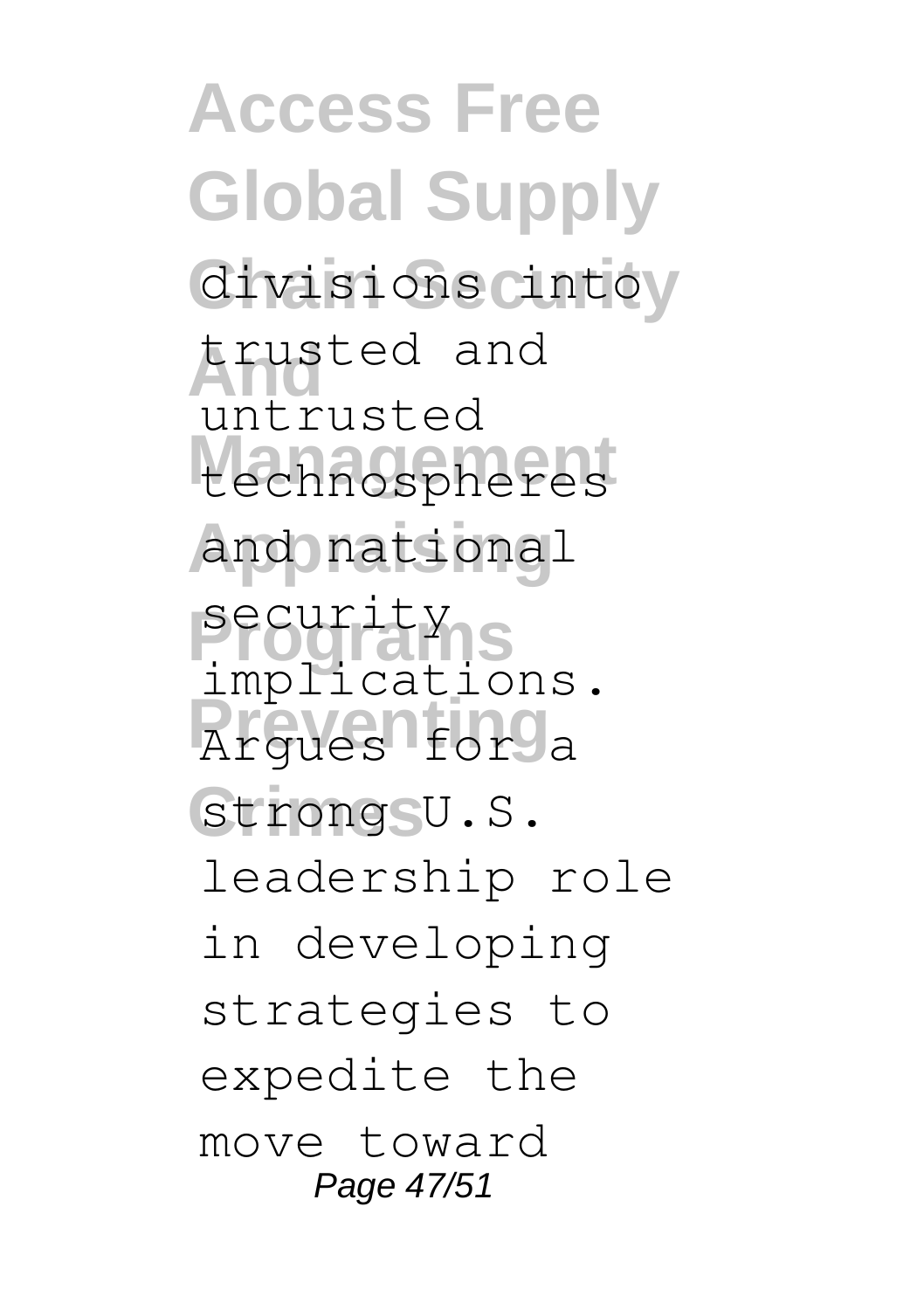divisions into trusted and untrusted technospheres and national security implications. Argues for a strong U.S. leadership role in developing strategies to expedite the move toward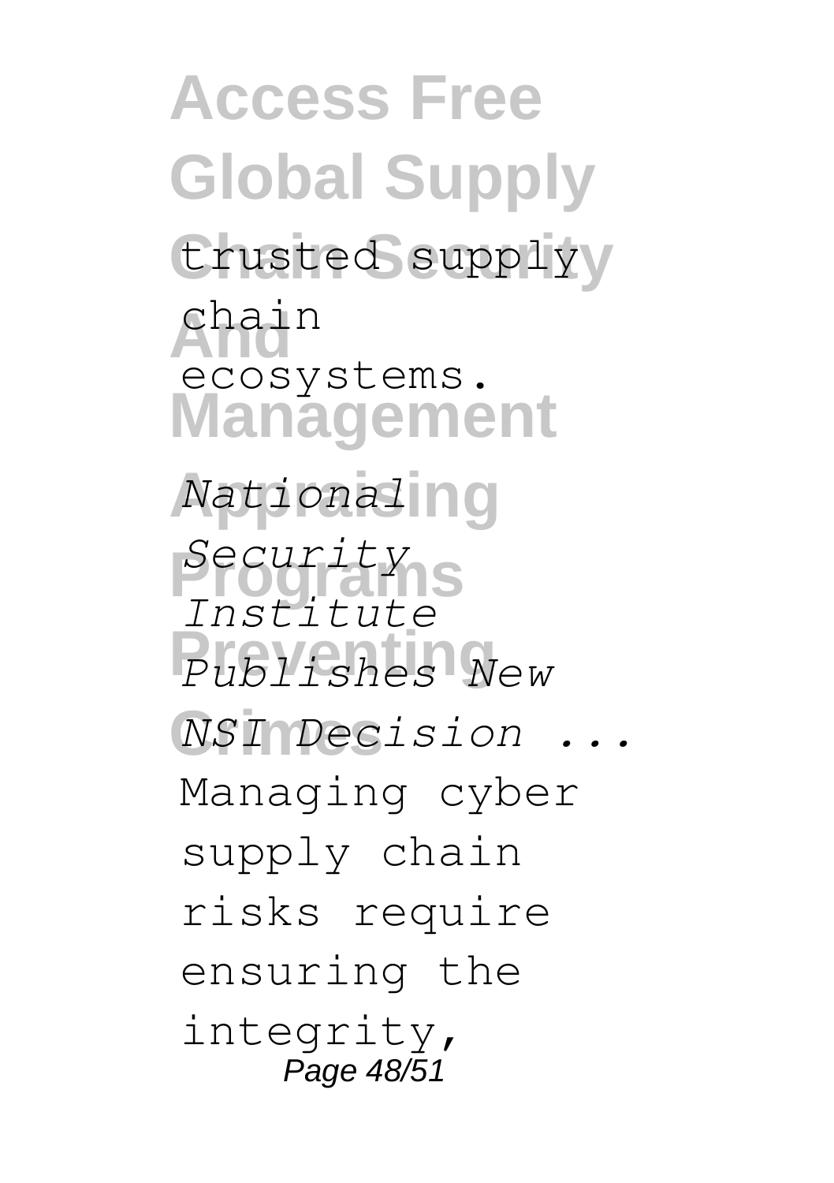trusted supply chain ecosystems.

*National Security Institute Publishes New NSI Decision ...*

Managing cyber supply chain risks require ensuring the integrity,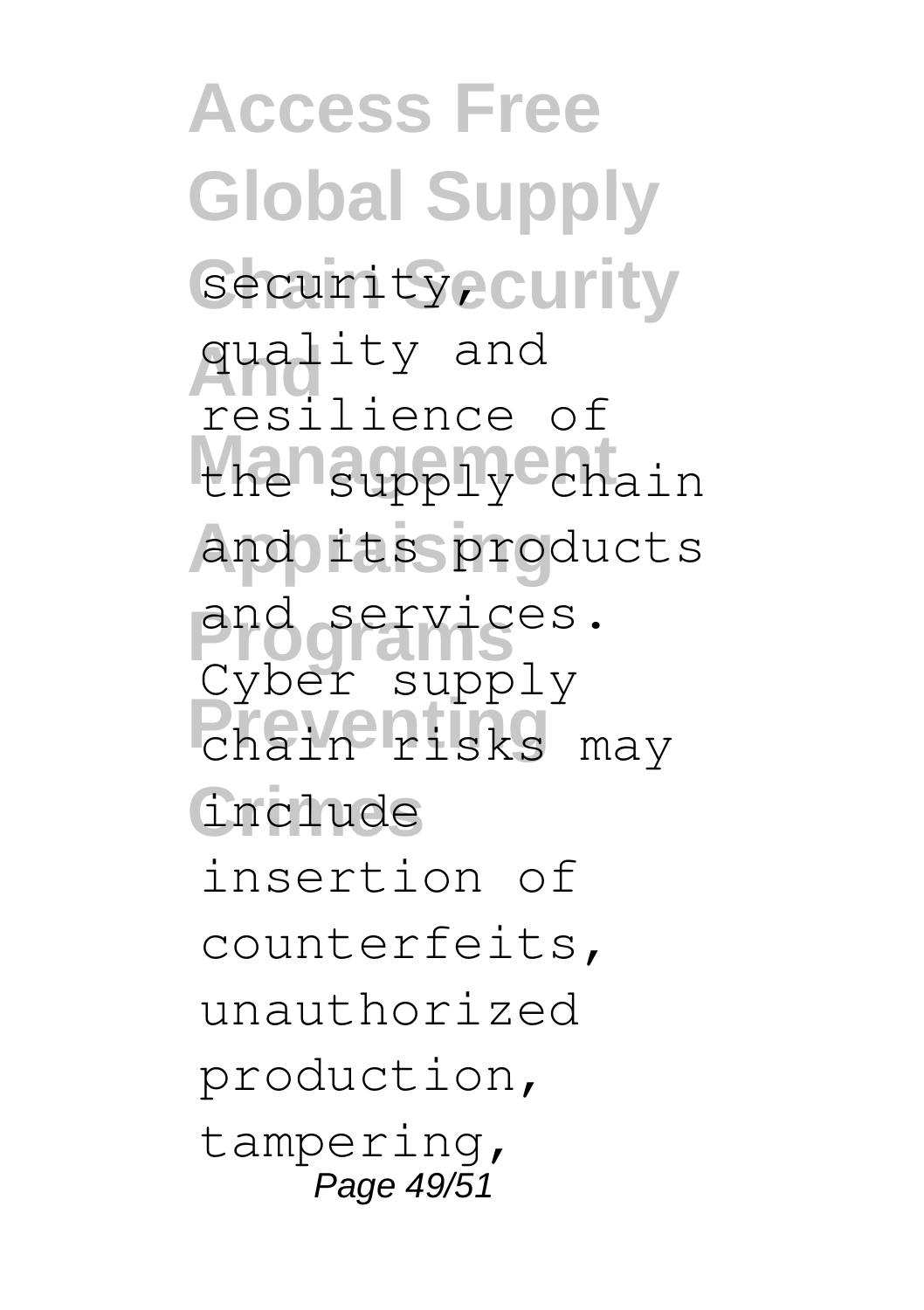security, quality and resilience of the supply chain and its products and services. Cyber supply chain risks may include insertion of counterfeits, unauthorized production, tampering,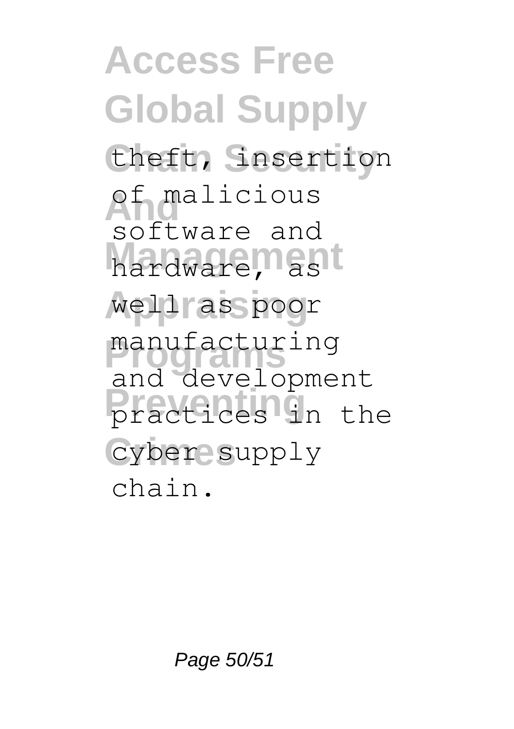theft, insertion of malicious software and hardware, as well as poor manufacturing and development practices in the cyber supply chain.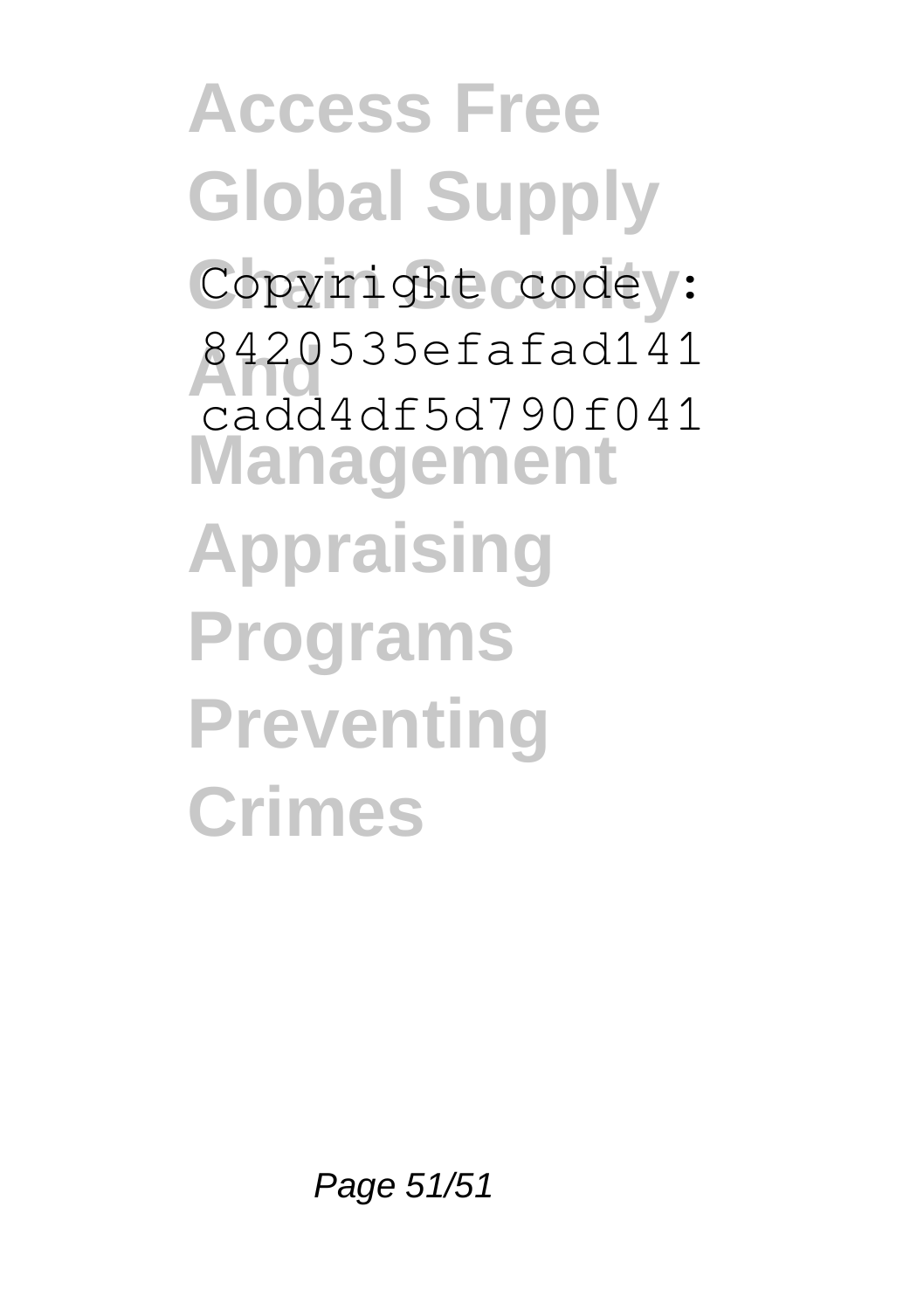Copyright code : 8420535efafad141cadd4df5d790f041